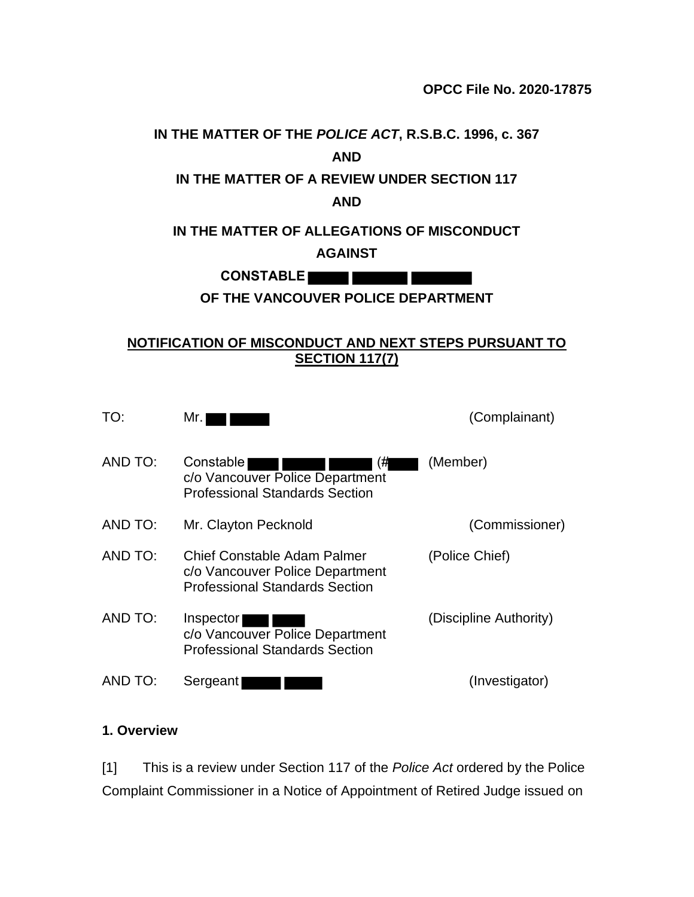**OPCC File No. 2020-17875**

**IN THE MATTER OF THE *POLICE ACT*, R.S.B.C. 1996, c. 367**

**AND**

**IN THE MATTER OF A REVIEW UNDER SECTION 117**

**AND**

**IN THE MATTER OF ALLEGATIONS OF MISCONDUCT**

**AGAINST**

**CONSTABLE ████ ██████ ██████**

**OF THE VANCOUVER POLICE DEPARTMENT**

**NOTIFICATION OF MISCONDUCT AND NEXT STEPS PURSUANT TO SECTION 117(7)**

| | | |
|---|---|---|
| TO: | Mr. ██ ████ | (Complainant) |
| AND TO: | Constable ████ █████ █████ (#████<br>c/o Vancouver Police Department<br>Professional Standards Section | (Member) |
| AND TO: | Mr. Clayton Pecknold | (Commissioner) |
| AND TO: | Chief Constable Adam Palmer<br>c/o Vancouver Police Department<br>Professional Standards Section | (Police Chief) |
| AND TO: | Inspector ███ ███<br>c/o Vancouver Police Department<br>Professional Standards Section | (Discipline Authority) |
| AND TO: | Sergeant ████ ████ | (Investigator) |

## 1. Overview

[1] This is a review under Section 117 of the *Police Act* ordered by the Police Complaint Commissioner in a Notice of Appointment of Retired Judge issued on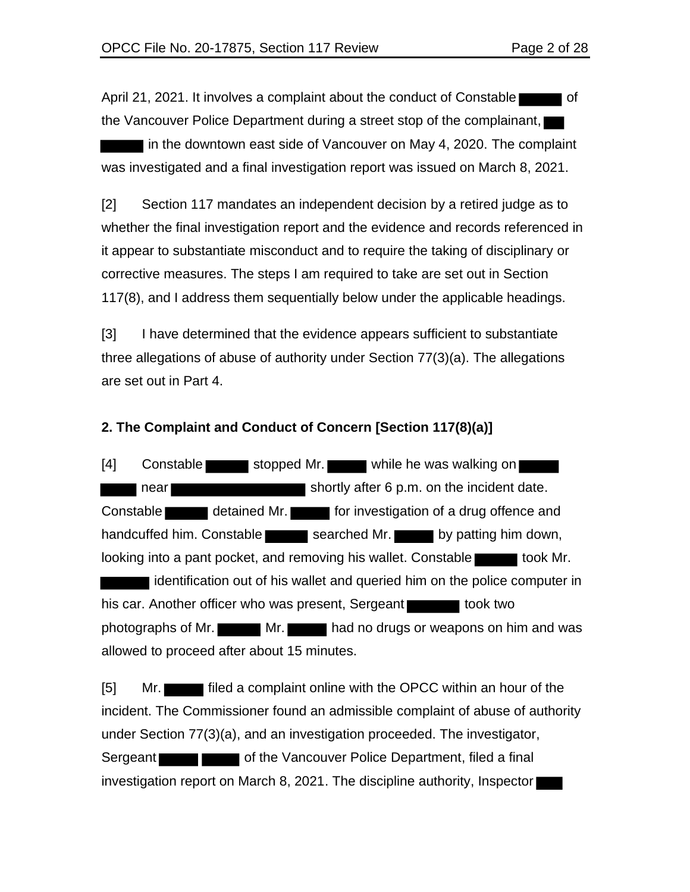April 21, 2021. It involves a complaint about the conduct of Constable ██████ of the Vancouver Police Department during a street stop of the complainant, ███ ██████ in the downtown east side of Vancouver on May 4, 2020. The complaint was investigated and a final investigation report was issued on March 8, 2021.

[2] Section 117 mandates an independent decision by a retired judge as to whether the final investigation report and the evidence and records referenced in it appear to substantiate misconduct and to require the taking of disciplinary or corrective measures. The steps I am required to take are set out in Section 117(8), and I address them sequentially below under the applicable headings.

[3] I have determined that the evidence appears sufficient to substantiate three allegations of abuse of authority under Section 77(3)(a). The allegations are set out in Part 4.

**2. The Complaint and Conduct of Concern [Section 117(8)(a)]**

[4] Constable ██████ stopped Mr. ██████ while he was walking on ██████ ██████ near ████████████████ shortly after 6 p.m. on the incident date. Constable ██████ detained Mr. ██████ for investigation of a drug offence and handcuffed him. Constable ██████ searched Mr. ██████ by patting him down, looking into a pant pocket, and removing his wallet. Constable ██████ took Mr. ██████ identification out of his wallet and queried him on the police computer in his car. Another officer who was present, Sergeant ███████ took two photographs of Mr. ██████ Mr. ██████ had no drugs or weapons on him and was allowed to proceed after about 15 minutes.

[5] Mr. ██████ filed a complaint online with the OPCC within an hour of the incident. The Commissioner found an admissible complaint of abuse of authority under Section 77(3)(a), and an investigation proceeded. The investigator, Sergeant █████ █████ of the Vancouver Police Department, filed a final investigation report on March 8, 2021. The discipline authority, Inspector ████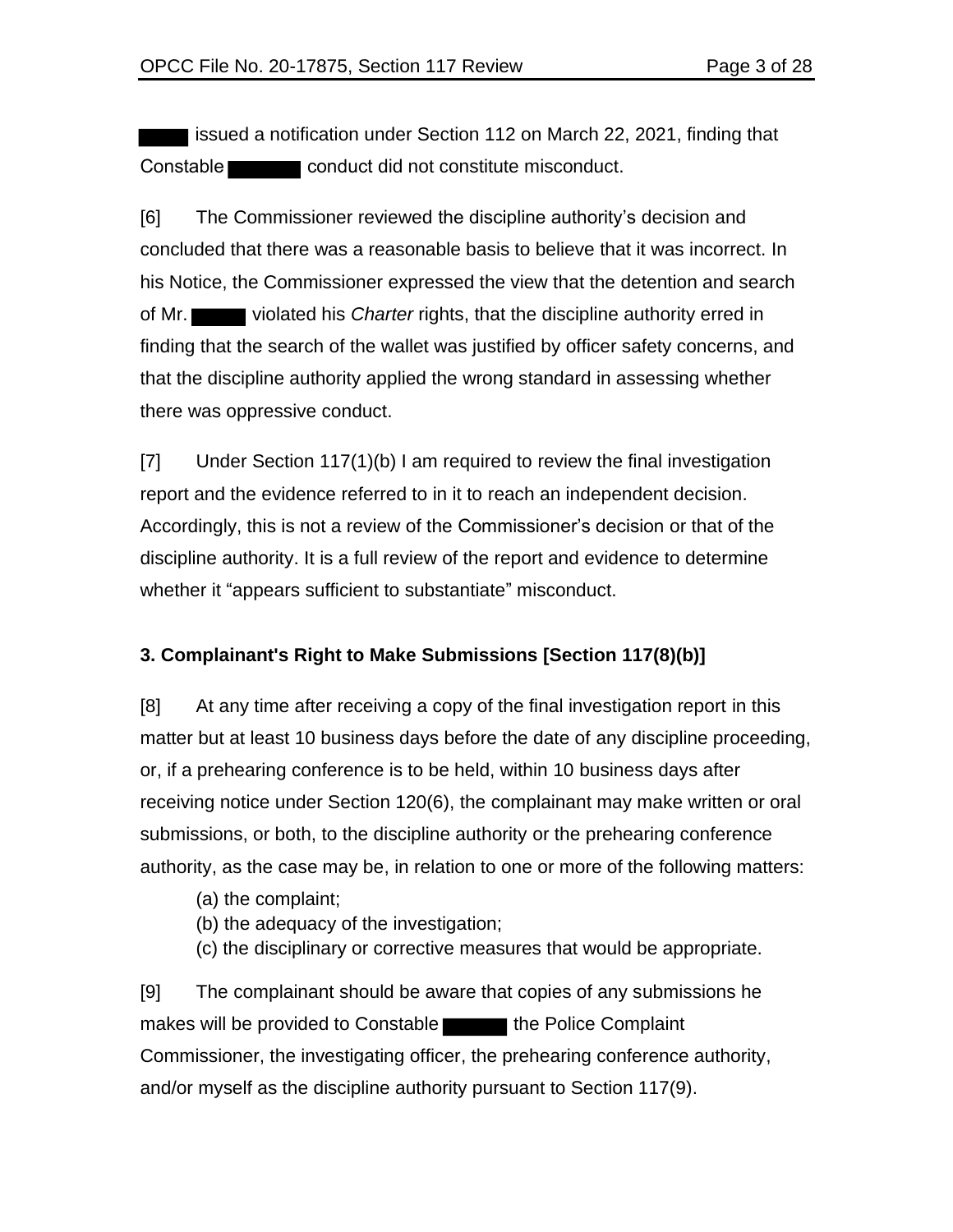issued a notification under Section 112 on March 22, 2021, finding that Constable conduct did not constitute misconduct.

[6] The Commissioner reviewed the discipline authority's decision and concluded that there was a reasonable basis to believe that it was incorrect. In his Notice, the Commissioner expressed the view that the detention and search of Mr. violated his *Charter* rights, that the discipline authority erred in finding that the search of the wallet was justified by officer safety concerns, and that the discipline authority applied the wrong standard in assessing whether there was oppressive conduct.

[7] Under Section 117(1)(b) I am required to review the final investigation report and the evidence referred to in it to reach an independent decision. Accordingly, this is not a review of the Commissioner's decision or that of the discipline authority. It is a full review of the report and evidence to determine whether it "appears sufficient to substantiate" misconduct.

## 3. Complainant's Right to Make Submissions [Section 117(8)(b)]

[8] At any time after receiving a copy of the final investigation report in this matter but at least 10 business days before the date of any discipline proceeding, or, if a prehearing conference is to be held, within 10 business days after receiving notice under Section 120(6), the complainant may make written or oral submissions, or both, to the discipline authority or the prehearing conference authority, as the case may be, in relation to one or more of the following matters:

(a) the complaint;
(b) the adequacy of the investigation;
(c) the disciplinary or corrective measures that would be appropriate.

[9] The complainant should be aware that copies of any submissions he makes will be provided to Constable the Police Complaint Commissioner, the investigating officer, the prehearing conference authority, and/or myself as the discipline authority pursuant to Section 117(9).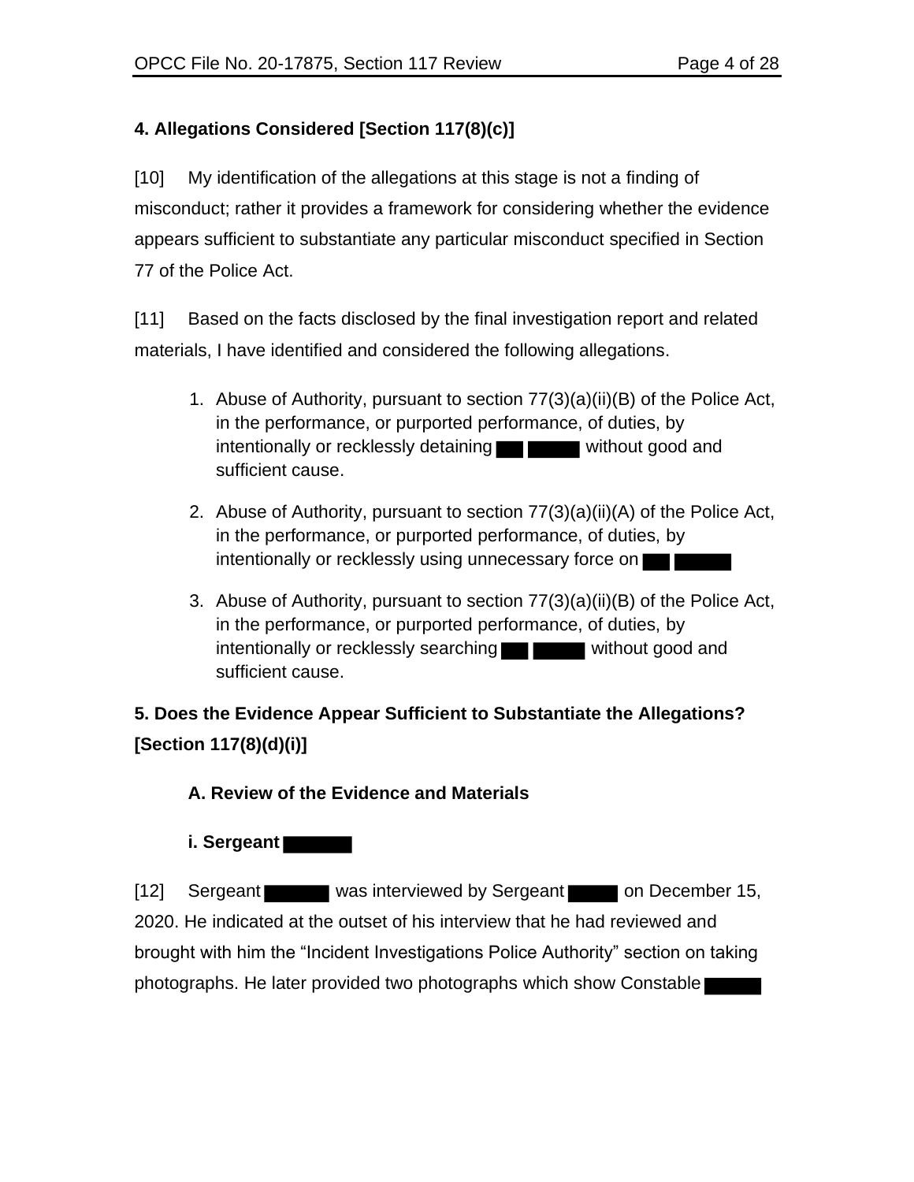## 4. Allegations Considered [Section 117(8)(c)]

[10] My identification of the allegations at this stage is not a finding of misconduct; rather it provides a framework for considering whether the evidence appears sufficient to substantiate any particular misconduct specified in Section 77 of the Police Act.

[11] Based on the facts disclosed by the final investigation report and related materials, I have identified and considered the following allegations.

1. Abuse of Authority, pursuant to section 77(3)(a)(ii)(B) of the Police Act, in the performance, or purported performance, of duties, by intentionally or recklessly detaining ███ █████ without good and sufficient cause.
2. Abuse of Authority, pursuant to section 77(3)(a)(ii)(A) of the Police Act, in the performance, or purported performance, of duties, by intentionally or recklessly using unnecessary force on ███ █████
3. Abuse of Authority, pursuant to section 77(3)(a)(ii)(B) of the Police Act, in the performance, or purported performance, of duties, by intentionally or recklessly searching ███ █████ without good and sufficient cause.

## 5. Does the Evidence Appear Sufficient to Substantiate the Allegations? [Section 117(8)(d)(i)]

### A. Review of the Evidence and Materials

#### i. Sergeant ██████

[12] Sergeant ██████ was interviewed by Sergeant █████ on December 15, 2020. He indicated at the outset of his interview that he had reviewed and brought with him the "Incident Investigations Police Authority" section on taking photographs. He later provided two photographs which show Constable █████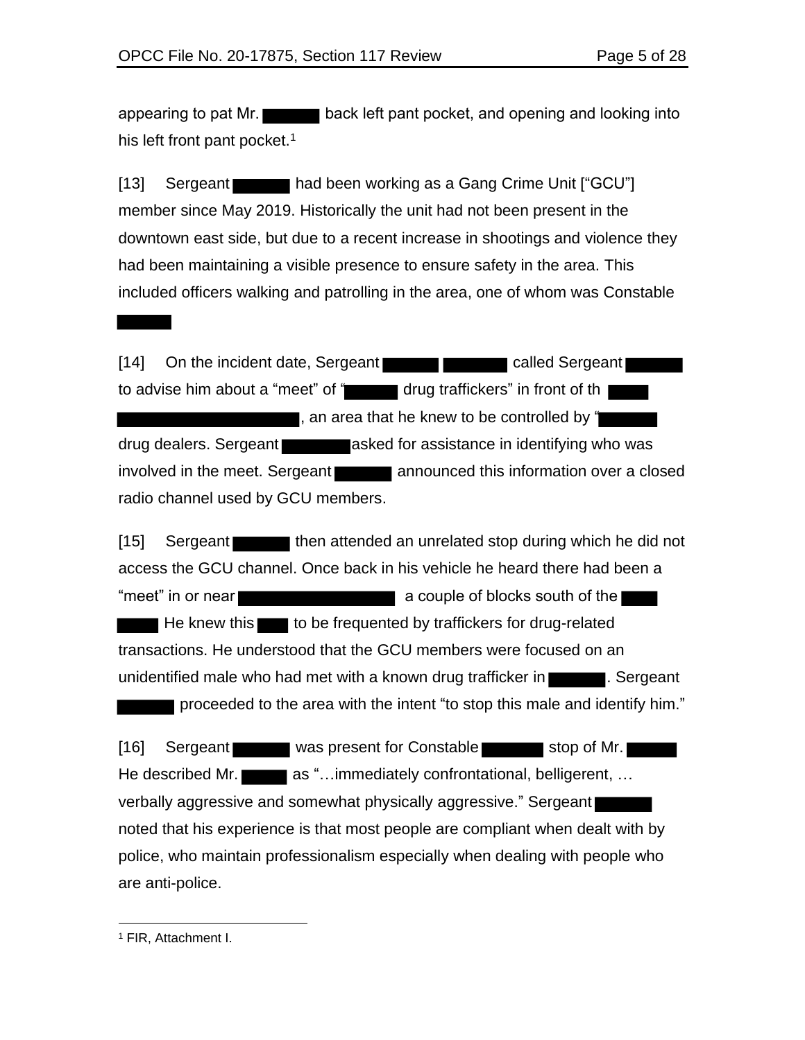appearing to pat Mr. ██████ back left pant pocket, and opening and looking into his left front pant pocket.[1]

[13] Sergeant ██████ had been working as a Gang Crime Unit ["GCU"] member since May 2019. Historically the unit had not been present in the downtown east side, but due to a recent increase in shootings and violence they had been maintaining a visible presence to ensure safety in the area. This included officers walking and patrolling in the area, one of whom was Constable ██████

[14] On the incident date, Sergeant ██████ ██████ called Sergeant ██████ to advise him about a "meet" of "██████ drug traffickers" in front of th ████ ████████████████████, an area that he knew to be controlled by "██████ drug dealers. Sergeant ██████ asked for assistance in identifying who was involved in the meet. Sergeant ██████ announced this information over a closed radio channel used by GCU members.

[15] Sergeant ██████ then attended an unrelated stop during which he did not access the GCU channel. Once back in his vehicle he heard there had been a "meet" in or near ████████████████ a couple of blocks south of the ████ ████ He knew this ████ to be frequented by traffickers for drug-related transactions. He understood that the GCU members were focused on an unidentified male who had met with a known drug trafficker in ██████. Sergeant ██████ proceeded to the area with the intent "to stop this male and identify him."

[16] Sergeant ██████ was present for Constable ██████ stop of Mr. ██████ He described Mr. ██████ as "…immediately confrontational, belligerent, … verbally aggressive and somewhat physically aggressive." Sergeant ██████ noted that his experience is that most people are compliant when dealt with by police, who maintain professionalism especially when dealing with people who are anti-police.

---

[1] FIR, Attachment I.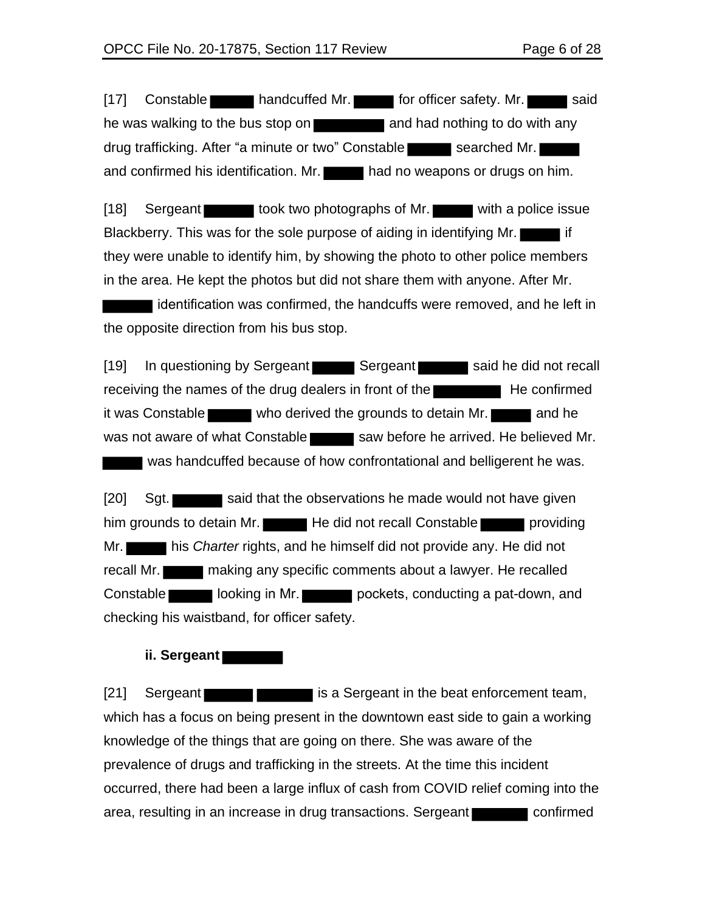[17] Constable ██████ handcuffed Mr. ██████ for officer safety. Mr. ██████ said he was walking to the bus stop on ██████████ and had nothing to do with any drug trafficking. After "a minute or two" Constable ██████ searched Mr. ██████ and confirmed his identification. Mr. ██████ had no weapons or drugs on him.

[18] Sergeant ███████ took two photographs of Mr. ██████ with a police issue Blackberry. This was for the sole purpose of aiding in identifying Mr. ██████ if they were unable to identify him, by showing the photo to other police members in the area. He kept the photos but did not share them with anyone. After Mr. ███████ identification was confirmed, the handcuffs were removed, and he left in the opposite direction from his bus stop.

[19] In questioning by Sergeant ██████ Sergeant ███████ said he did not recall receiving the names of the drug dealers in front of the █████████ He confirmed it was Constable ██████ who derived the grounds to detain Mr. ██████ and he was not aware of what Constable ██████ saw before he arrived. He believed Mr. ██████ was handcuffed because of how confrontational and belligerent he was.

[20] Sgt. ███████ said that the observations he made would not have given him grounds to detain Mr. ██████ He did not recall Constable ██████ providing Mr. ██████ his *Charter* rights, and he himself did not provide any. He did not recall Mr. ██████ making any specific comments about a lawyer. He recalled Constable ██████ looking in Mr. ███████ pockets, conducting a pat-down, and checking his waistband, for officer safety.

### ii. Sergeant ████████

[21] Sergeant ███████ ███████ is a Sergeant in the beat enforcement team, which has a focus on being present in the downtown east side to gain a working knowledge of the things that are going on there. She was aware of the prevalence of drugs and trafficking in the streets. At the time this incident occurred, there had been a large influx of cash from COVID relief coming into the area, resulting in an increase in drug transactions. Sergeant ████████ confirmed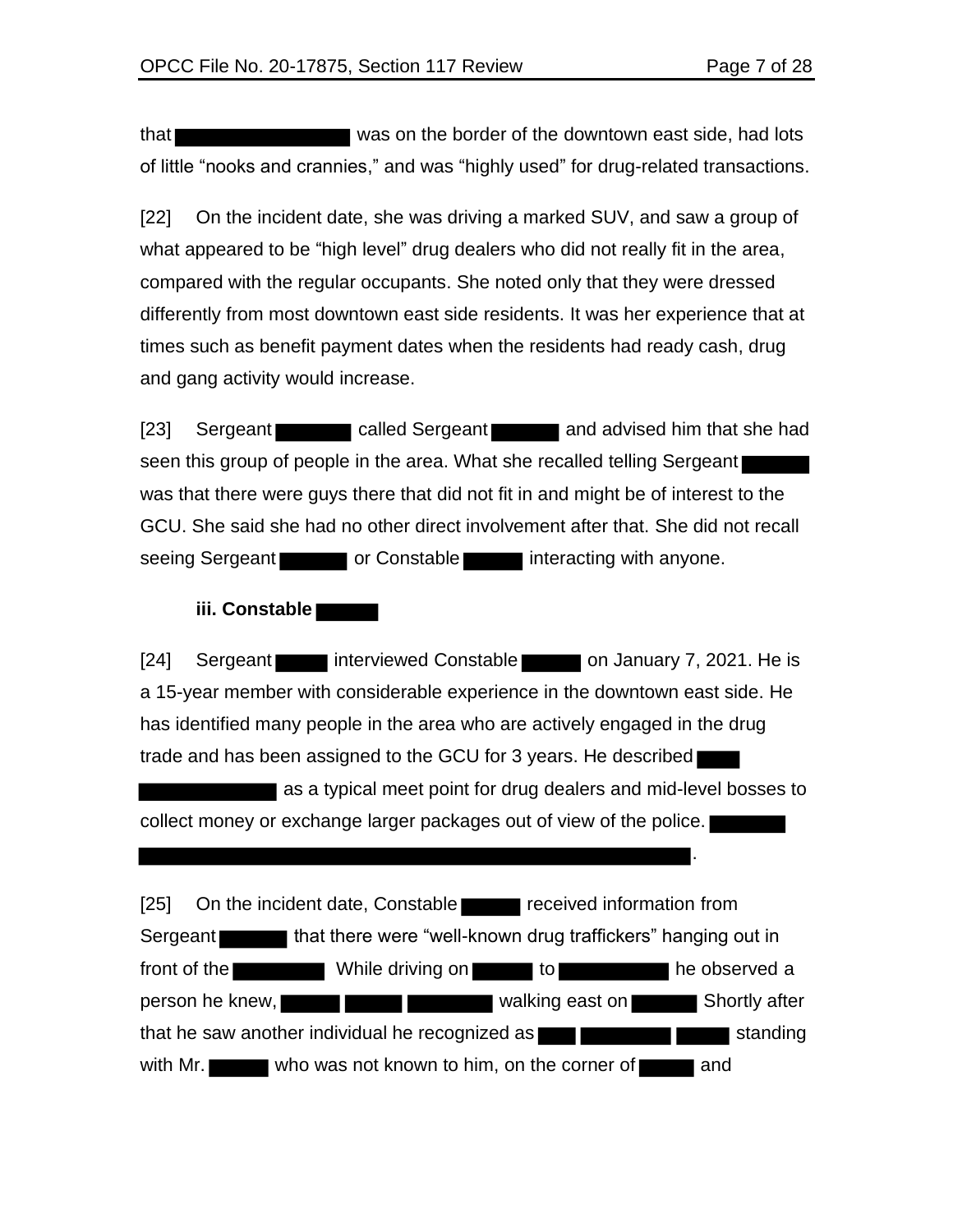that ██████████ was on the border of the downtown east side, had lots of little "nooks and crannies," and was "highly used" for drug-related transactions.

[22] On the incident date, she was driving a marked SUV, and saw a group of what appeared to be "high level" drug dealers who did not really fit in the area, compared with the regular occupants. She noted only that they were dressed differently from most downtown east side residents. It was her experience that at times such as benefit payment dates when the residents had ready cash, drug and gang activity would increase.

[23] Sergeant ████ called Sergeant ████ and advised him that she had seen this group of people in the area. What she recalled telling Sergeant ████ was that there were guys there that did not fit in and might be of interest to the GCU. She said she had no other direct involvement after that. She did not recall seeing Sergeant ████ or Constable ████ interacting with anyone.

#### iii. Constable ████

[24] Sergeant ███ interviewed Constable ████ on January 7, 2021. He is a 15-year member with considerable experience in the downtown east side. He has identified many people in the area who are actively engaged in the drug trade and has been assigned to the GCU for 3 years. He described ███ ████████ as a typical meet point for drug dealers and mid-level bosses to collect money or exchange larger packages out of view of the police. █████ ████████████████████████████████████████.

[25] On the incident date, Constable ████ received information from Sergeant ████ that there were "well-known drug traffickers" hanging out in front of the ██████ While driving on ████ to ██████ he observed a person he knew, ███ ███ █████ walking east on ████ Shortly after that he saw another individual he recognized as ██ █████ ███ standing with Mr. ████ who was not known to him, on the corner of ███ and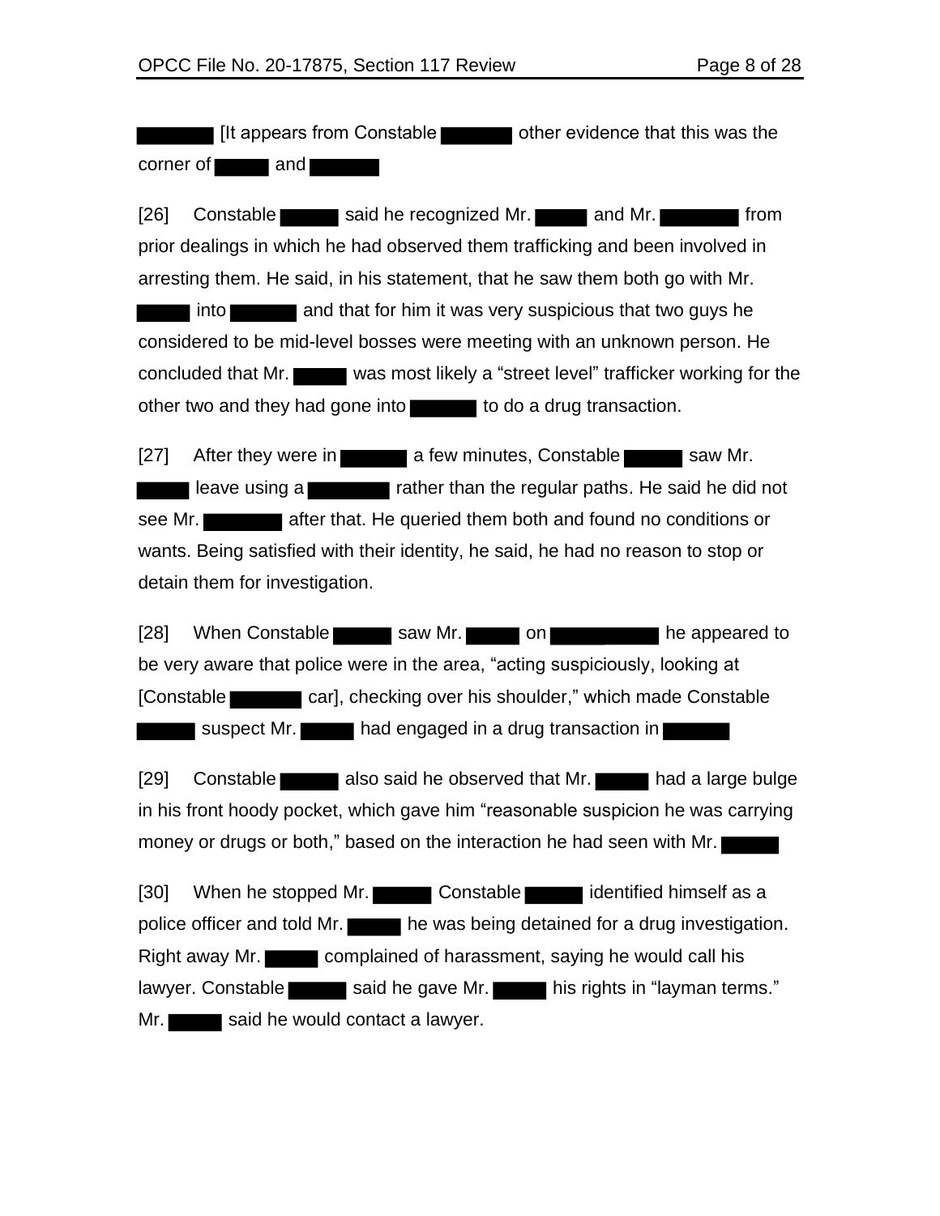[It appears from Constable other evidence that this was the corner of and

[26] Constable said he recognized Mr. and Mr. from prior dealings in which he had observed them trafficking and been involved in arresting them. He said, in his statement, that he saw them both go with Mr. into and that for him it was very suspicious that two guys he considered to be mid-level bosses were meeting with an unknown person. He concluded that Mr. was most likely a "street level" trafficker working for the other two and they had gone into to do a drug transaction.

[27] After they were in a few minutes, Constable saw Mr. leave using a rather than the regular paths. He said he did not see Mr. after that. He queried them both and found no conditions or wants. Being satisfied with their identity, he said, he had no reason to stop or detain them for investigation.

[28] When Constable saw Mr. on he appeared to be very aware that police were in the area, "acting suspiciously, looking at [Constable car], checking over his shoulder," which made Constable suspect Mr. had engaged in a drug transaction in

[29] Constable also said he observed that Mr. had a large bulge in his front hoody pocket, which gave him "reasonable suspicion he was carrying money or drugs or both," based on the interaction he had seen with Mr.

[30] When he stopped Mr. Constable identified himself as a police officer and told Mr. he was being detained for a drug investigation. Right away Mr. complained of harassment, saying he would call his lawyer. Constable said he gave Mr. his rights in "layman terms." Mr. said he would contact a lawyer.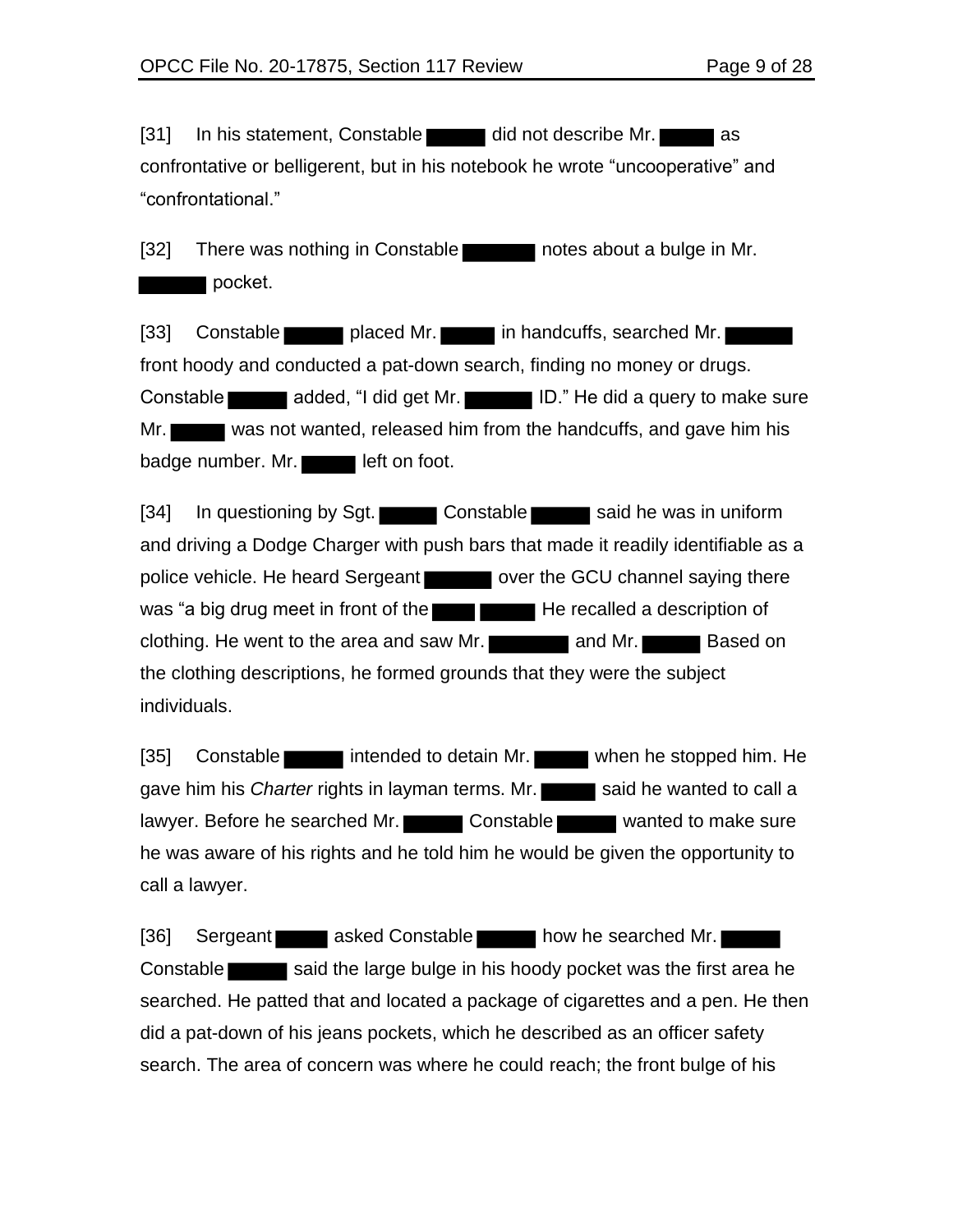[31] In his statement, Constable ██████ did not describe Mr. ██████ as confrontative or belligerent, but in his notebook he wrote "uncooperative" and "confrontational."

[32] There was nothing in Constable ██████ notes about a bulge in Mr. ██████ pocket.

[33] Constable ██████ placed Mr. ██████ in handcuffs, searched Mr. ██████ front hoody and conducted a pat-down search, finding no money or drugs. Constable ██████ added, "I did get Mr. ██████ ID." He did a query to make sure Mr. ██████ was not wanted, released him from the handcuffs, and gave him his badge number. Mr. ██████ left on foot.

[34] In questioning by Sgt. ██████ Constable ██████ said he was in uniform and driving a Dodge Charger with push bars that made it readily identifiable as a police vehicle. He heard Sergeant ██████ over the GCU channel saying there was "a big drug meet in front of the ██████ ██████ He recalled a description of clothing. He went to the area and saw Mr. ██████ and Mr. ██████ Based on the clothing descriptions, he formed grounds that they were the subject individuals.

[35] Constable ██████ intended to detain Mr. ██████ when he stopped him. He gave him his *Charter* rights in layman terms. Mr. ██████ said he wanted to call a lawyer. Before he searched Mr. ██████ Constable ██████ wanted to make sure he was aware of his rights and he told him he would be given the opportunity to call a lawyer.

[36] Sergeant ██████ asked Constable ██████ how he searched Mr. ██████ Constable ██████ said the large bulge in his hoody pocket was the first area he searched. He patted that and located a package of cigarettes and a pen. He then did a pat-down of his jeans pockets, which he described as an officer safety search. The area of concern was where he could reach; the front bulge of his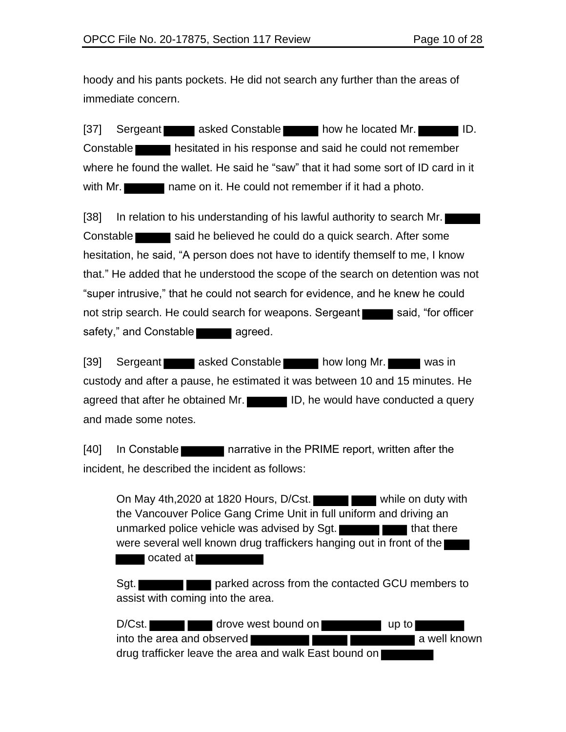hoody and his pants pockets. He did not search any further than the areas of immediate concern.

[37] Sergeant ▇▇▇ asked Constable ▇▇▇ how he located Mr. ▇▇▇ ID. Constable ▇▇▇ hesitated in his response and said he could not remember where he found the wallet. He said he "saw" that it had some sort of ID card in it with Mr. ▇▇▇ name on it. He could not remember if it had a photo.

[38] In relation to his understanding of his lawful authority to search Mr. ▇▇▇ Constable ▇▇▇ said he believed he could do a quick search. After some hesitation, he said, "A person does not have to identify themself to me, I know that." He added that he understood the scope of the search on detention was not "super intrusive," that he could not search for evidence, and he knew he could not strip search. He could search for weapons. Sergeant ▇▇▇ said, "for officer safety," and Constable ▇▇▇ agreed.

[39] Sergeant ▇▇▇ asked Constable ▇▇▇ how long Mr. ▇▇▇ was in custody and after a pause, he estimated it was between 10 and 15 minutes. He agreed that after he obtained Mr. ▇▇▇ ID, he would have conducted a query and made some notes.

[40] In Constable ▇▇▇ narrative in the PRIME report, written after the incident, he described the incident as follows:

> On May 4th,2020 at 1820 Hours, D/Cst. ▇▇▇ ▇▇▇ while on duty with the Vancouver Police Gang Crime Unit in full uniform and driving an unmarked police vehicle was advised by Sgt. ▇▇▇ ▇▇▇ that there were several well known drug traffickers hanging out in front of the ▇▇▇ ▇▇▇ ocated at ▇▇▇
>
> Sgt. ▇▇▇ ▇▇▇ parked across from the contacted GCU members to assist with coming into the area.
>
> D/Cst. ▇▇▇ ▇▇▇ drove west bound on ▇▇▇ up to ▇▇▇ into the area and observed ▇▇▇ ▇▇▇ ▇▇▇ a well known drug trafficker leave the area and walk East bound on ▇▇▇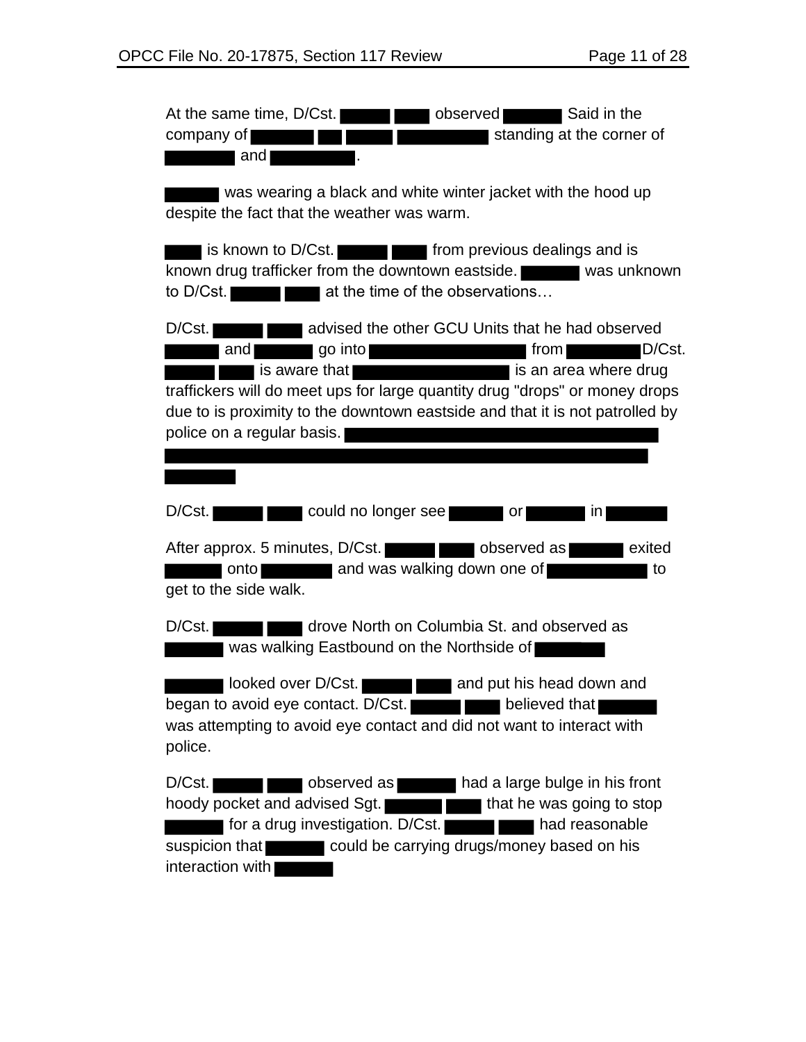At the same time, D/Cst. ███ ███ observed ███ Said in the company of ███ ███ ███ ███ standing at the corner of ███ and ███.

███ was wearing a black and white winter jacket with the hood up despite the fact that the weather was warm.

███ is known to D/Cst. ███ ███ from previous dealings and is known drug trafficker from the downtown eastside. ███ was unknown to D/Cst. ███ ███ at the time of the observations…

D/Cst. ███ ███ advised the other GCU Units that he had observed ███ and ███ go into ███ from ███ D/Cst. ███ ███ is aware that ███ is an area where drug traffickers will do meet ups for large quantity drug "drops" or money drops due to is proximity to the downtown eastside and that it is not patrolled by police on a regular basis. ███

D/Cst. ███ ███ could no longer see ███ or ███ in ███

After approx. 5 minutes, D/Cst. ███ ███ observed as ███ exited ███ onto ███ and was walking down one of ███ to get to the side walk.

D/Cst. ███ ███ drove North on Columbia St. and observed as ███ was walking Eastbound on the Northside of ███

███ looked over D/Cst. ███ ███ and put his head down and began to avoid eye contact. D/Cst. ███ ███ believed that ███ was attempting to avoid eye contact and did not want to interact with police.

D/Cst. ███ ███ observed as ███ had a large bulge in his front hoody pocket and advised Sgt. ███ ███ that he was going to stop ███ for a drug investigation. D/Cst. ███ ███ had reasonable suspicion that ███ could be carrying drugs/money based on his interaction with ███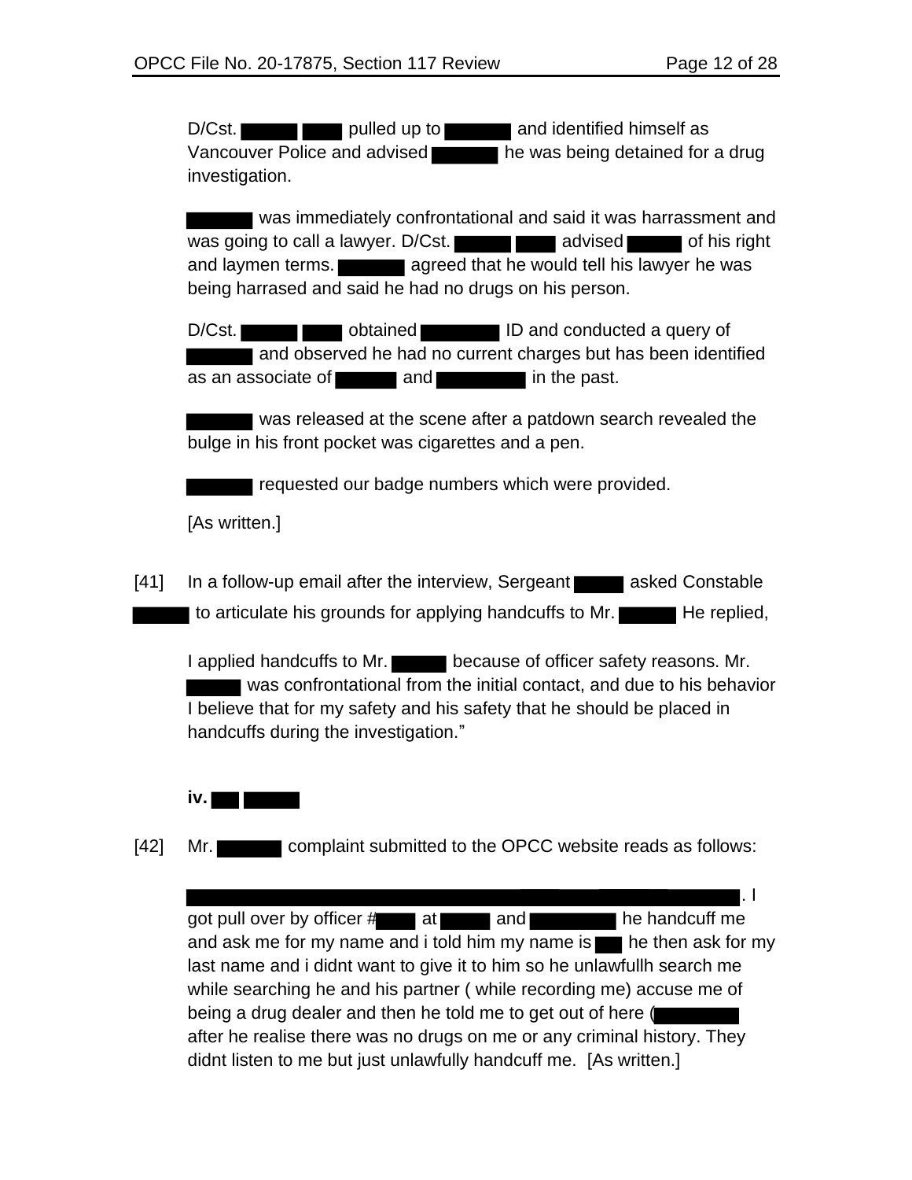D/Cst. ████ ███ pulled up to █████ and identified himself as Vancouver Police and advised █████ he was being detained for a drug investigation.

█████ was immediately confrontational and said it was harrassment and was going to call a lawyer. D/Cst. ████ ███ advised ████ of his right and laymen terms. █████ agreed that he would tell his lawyer he was being harrased and said he had no drugs on his person.

D/Cst. ████ ███ obtained █████ ID and conducted a query of █████ and observed he had no current charges but has been identified as an associate of █████ and ██████ in the past.

█████ was released at the scene after a patdown search revealed the bulge in his front pocket was cigarettes and a pen.

█████ requested our badge numbers which were provided.

[As written.]

[41] In a follow-up email after the interview, Sergeant ████ asked Constable ████ to articulate his grounds for applying handcuffs to Mr. ████ He replied,

I applied handcuffs to Mr. ████ because of officer safety reasons. Mr. ████ was confrontational from the initial contact, and due to his behavior I believe that for my safety and his safety that he should be placed in handcuffs during the investigation."

**iv. ██ ████**

[42] Mr. █████ complaint submitted to the OPCC website reads as follows:

██████████████████████████████████. I got pull over by officer #███ at ████ and ██████ he handcuff me and ask me for my name and i told him my name is ██ he then ask for my last name and i didnt want to give it to him so he unlawfullh search me while searching he and his partner ( while recording me) accuse me of being a drug dealer and then he told me to get out of here (██████ after he realise there was no drugs on me or any criminal history. They didnt listen to me but just unlawfully handcuff me. [As written.]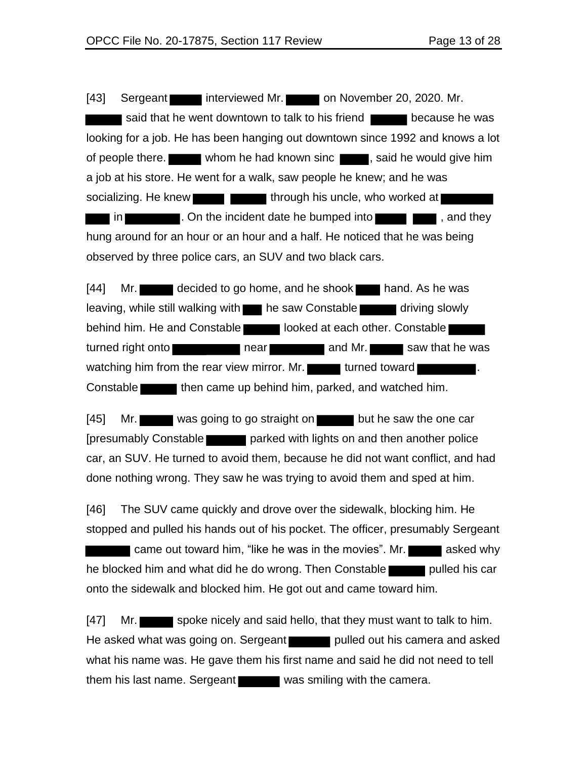[43] Sergeant ████ interviewed Mr. ████ on November 20, 2020. Mr. ████ said that he went downtown to talk to his friend ████ because he was looking for a job. He has been hanging out downtown since 1992 and knows a lot of people there. ████ whom he had known sinc ████, said he would give him a job at his store. He went for a walk, saw people he knew; and he was socializing. He knew ████ ████ through his uncle, who worked at ████ ████ in ████. On the incident date he bumped into ████ ████, and they hung around for an hour or an hour and a half. He noticed that he was being observed by three police cars, an SUV and two black cars.

[44] Mr. ████ decided to go home, and he shook ████ hand. As he was leaving, while still walking with ████ he saw Constable ████ driving slowly behind him. He and Constable ████ looked at each other. Constable ████ turned right onto ████ near ████ and Mr. ████ saw that he was watching him from the rear view mirror. Mr. ████ turned toward ████. Constable ████ then came up behind him, parked, and watched him.

[45] Mr. ████ was going to go straight on ████ but he saw the one car [presumably Constable ████ parked with lights on and then another police car, an SUV. He turned to avoid them, because he did not want conflict, and had done nothing wrong. They saw he was trying to avoid them and sped at him.

[46] The SUV came quickly and drove over the sidewalk, blocking him. He stopped and pulled his hands out of his pocket. The officer, presumably Sergeant ████ came out toward him, "like he was in the movies". Mr. ████ asked why he blocked him and what did he do wrong. Then Constable ████ pulled his car onto the sidewalk and blocked him. He got out and came toward him.

[47] Mr. ████ spoke nicely and said hello, that they must want to talk to him. He asked what was going on. Sergeant ████ pulled out his camera and asked what his name was. He gave them his first name and said he did not need to tell them his last name. Sergeant ████ was smiling with the camera.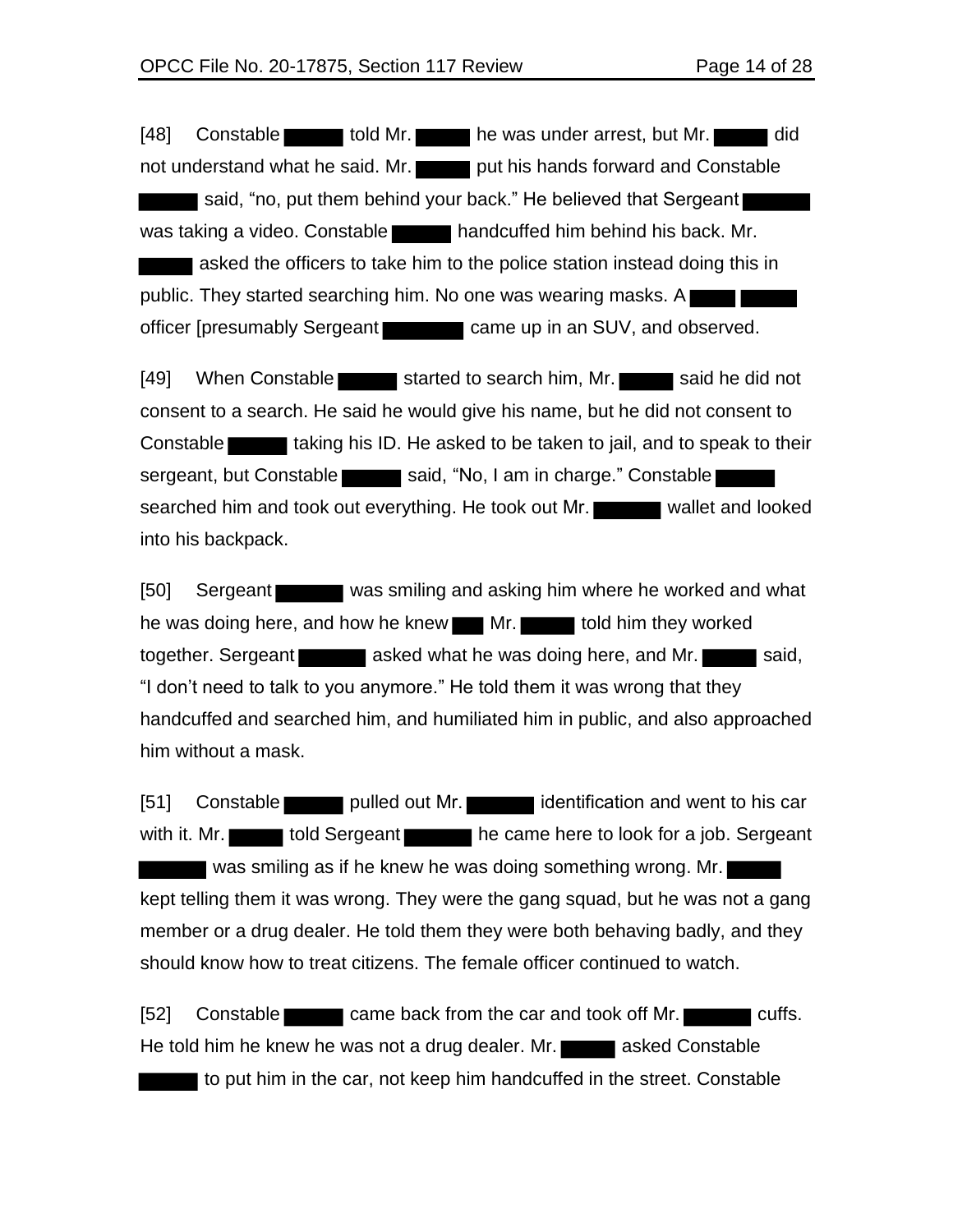[48] Constable ██████ told Mr. ██████ he was under arrest, but Mr. ██████ did not understand what he said. Mr. ██████ put his hands forward and Constable ██████ said, "no, put them behind your back." He believed that Sergeant ██████ was taking a video. Constable ██████ handcuffed him behind his back. Mr. ██████ asked the officers to take him to the police station instead doing this in public. They started searching him. No one was wearing masks. A ██████ ██████ officer [presumably Sergeant ██████ came up in an SUV, and observed.

[49] When Constable ██████ started to search him, Mr. ██████ said he did not consent to a search. He said he would give his name, but he did not consent to Constable ██████ taking his ID. He asked to be taken to jail, and to speak to their sergeant, but Constable ██████ said, "No, I am in charge." Constable ██████ searched him and took out everything. He took out Mr. ██████ wallet and looked into his backpack.

[50] Sergeant ██████ was smiling and asking him where he worked and what he was doing here, and how he knew ██████ Mr. ██████ told him they worked together. Sergeant ██████ asked what he was doing here, and Mr. ██████ said, "I don't need to talk to you anymore." He told them it was wrong that they handcuffed and searched him, and humiliated him in public, and also approached him without a mask.

[51] Constable ██████ pulled out Mr. ██████ identification and went to his car with it. Mr. ██████ told Sergeant ██████ he came here to look for a job. Sergeant ██████ was smiling as if he knew he was doing something wrong. Mr. ██████ kept telling them it was wrong. They were the gang squad, but he was not a gang member or a drug dealer. He told them they were both behaving badly, and they should know how to treat citizens. The female officer continued to watch.

[52] Constable ██████ came back from the car and took off Mr. ██████ cuffs. He told him he knew he was not a drug dealer. Mr. ██████ asked Constable ██████ to put him in the car, not keep him handcuffed in the street. Constable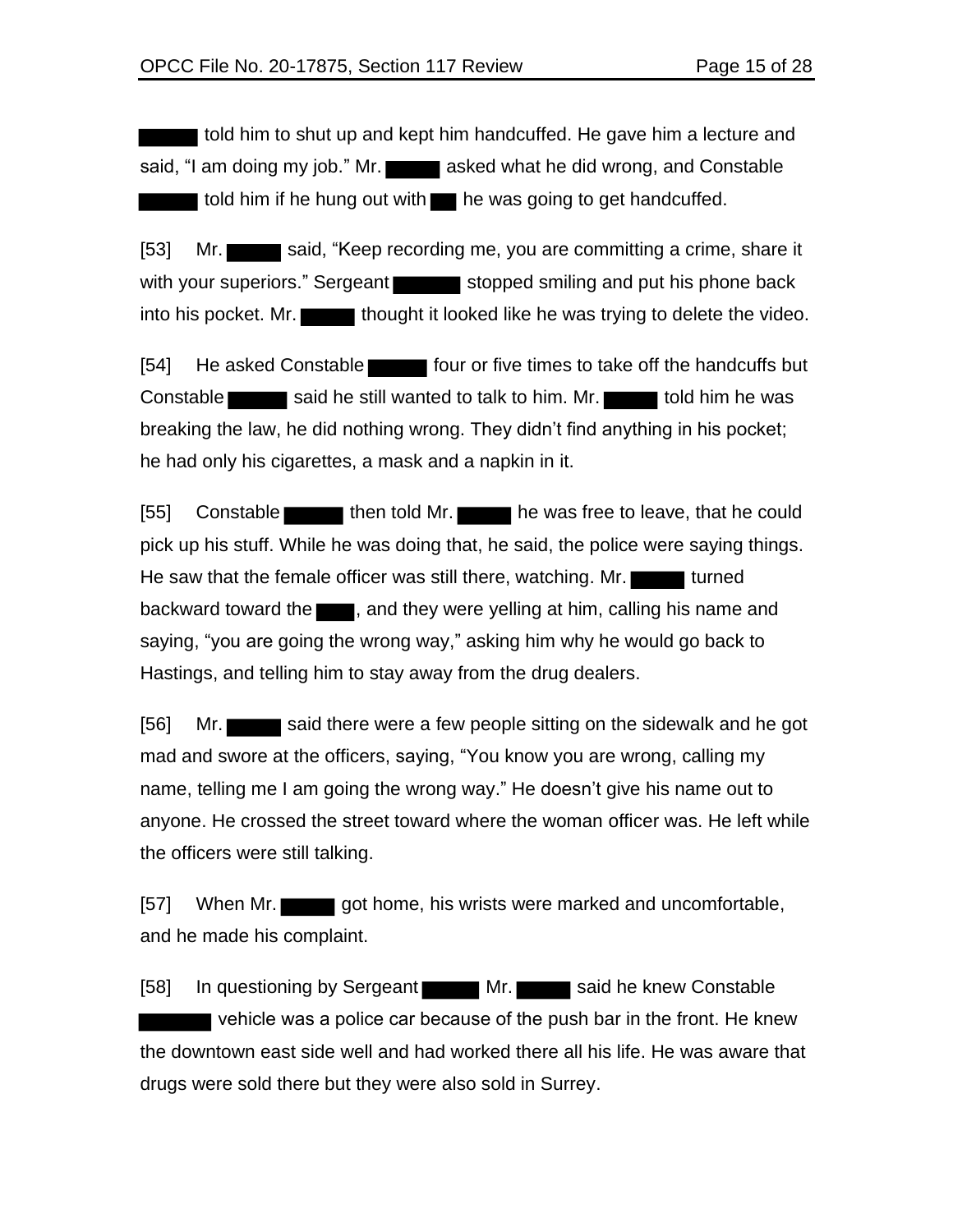told him to shut up and kept him handcuffed. He gave him a lecture and said, "I am doing my job." Mr. asked what he did wrong, and Constable told him if he hung out with he was going to get handcuffed.

[53] Mr. said, "Keep recording me, you are committing a crime, share it with your superiors." Sergeant stopped smiling and put his phone back into his pocket. Mr. thought it looked like he was trying to delete the video.

[54] He asked Constable four or five times to take off the handcuffs but Constable said he still wanted to talk to him. Mr. told him he was breaking the law, he did nothing wrong. They didn't find anything in his pocket; he had only his cigarettes, a mask and a napkin in it.

[55] Constable then told Mr. he was free to leave, that he could pick up his stuff. While he was doing that, he said, the police were saying things. He saw that the female officer was still there, watching. Mr. turned backward toward the , and they were yelling at him, calling his name and saying, "you are going the wrong way," asking him why he would go back to Hastings, and telling him to stay away from the drug dealers.

[56] Mr. said there were a few people sitting on the sidewalk and he got mad and swore at the officers, saying, "You know you are wrong, calling my name, telling me I am going the wrong way." He doesn't give his name out to anyone. He crossed the street toward where the woman officer was. He left while the officers were still talking.

[57] When Mr. got home, his wrists were marked and uncomfortable, and he made his complaint.

[58] In questioning by Sergeant Mr. said he knew Constable vehicle was a police car because of the push bar in the front. He knew the downtown east side well and had worked there all his life. He was aware that drugs were sold there but they were also sold in Surrey.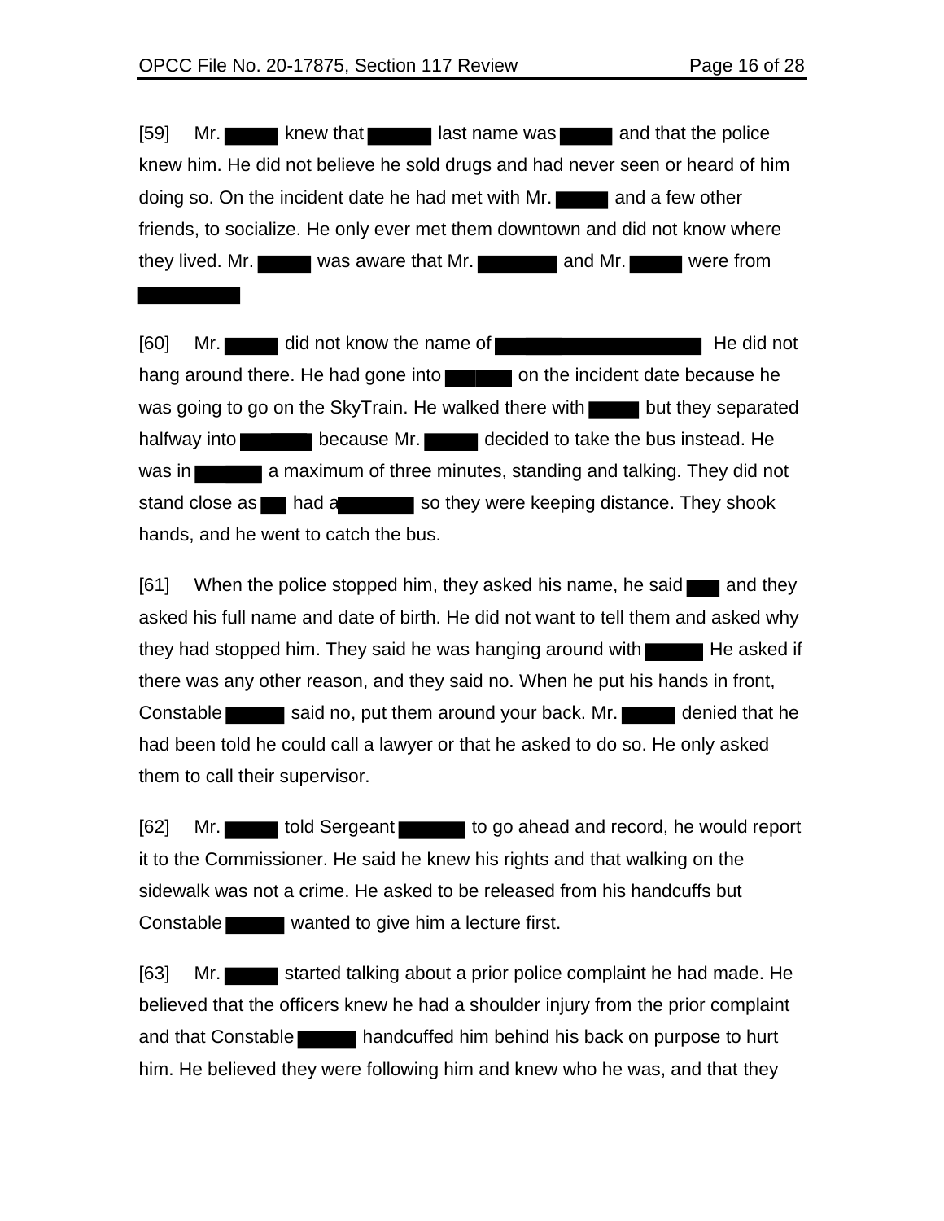[59] Mr. ██████ knew that ██████ last name was ██████ and that the police knew him. He did not believe he sold drugs and had never seen or heard of him doing so. On the incident date he had met with Mr. ██████ and a few other friends, to socialize. He only ever met them downtown and did not know where they lived. Mr. ██████ was aware that Mr. ██████ and Mr. ██████ were from ██████

[60] Mr. ██████ did not know the name of ██████ He did not hang around there. He had gone into ██████ on the incident date because he was going to go on the SkyTrain. He walked there with ██████ but they separated halfway into ██████ because Mr. ██████ decided to take the bus instead. He was in ██████ a maximum of three minutes, standing and talking. They did not stand close as ██████ had a ██████ so they were keeping distance. They shook hands, and he went to catch the bus.

[61] When the police stopped him, they asked his name, he said ██████ and they asked his full name and date of birth. He did not want to tell them and asked why they had stopped him. They said he was hanging around with ██████ He asked if there was any other reason, and they said no. When he put his hands in front, Constable ██████ said no, put them around your back. Mr. ██████ denied that he had been told he could call a lawyer or that he asked to do so. He only asked them to call their supervisor.

[62] Mr. ██████ told Sergeant ██████ to go ahead and record, he would report it to the Commissioner. He said he knew his rights and that walking on the sidewalk was not a crime. He asked to be released from his handcuffs but Constable ██████ wanted to give him a lecture first.

[63] Mr. ██████ started talking about a prior police complaint he had made. He believed that the officers knew he had a shoulder injury from the prior complaint and that Constable ██████ handcuffed him behind his back on purpose to hurt him. He believed they were following him and knew who he was, and that they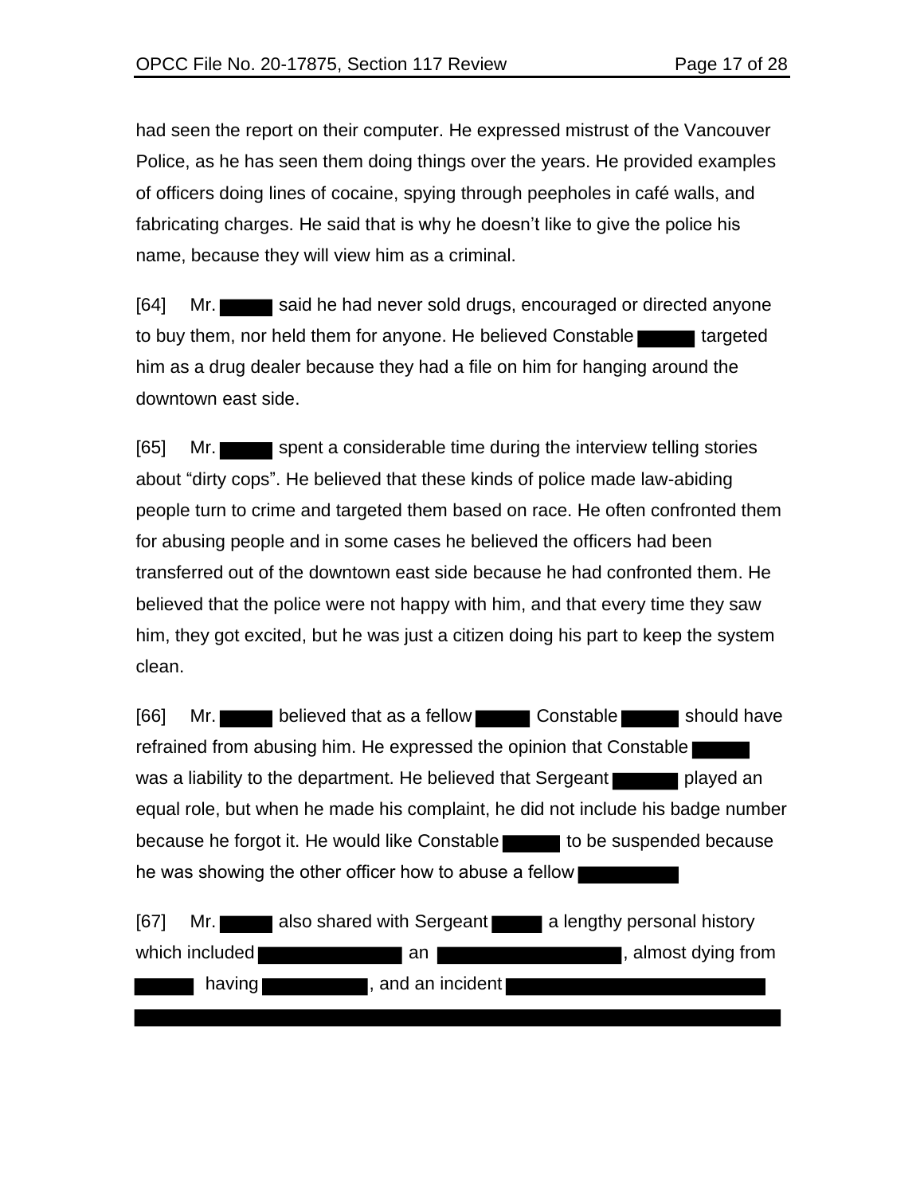had seen the report on their computer. He expressed mistrust of the Vancouver Police, as he has seen them doing things over the years. He provided examples of officers doing lines of cocaine, spying through peepholes in café walls, and fabricating charges. He said that is why he doesn't like to give the police his name, because they will view him as a criminal.

[64] Mr. ██████ said he had never sold drugs, encouraged or directed anyone to buy them, nor held them for anyone. He believed Constable ██████ targeted him as a drug dealer because they had a file on him for hanging around the downtown east side.

[65] Mr. ██████ spent a considerable time during the interview telling stories about "dirty cops". He believed that these kinds of police made law-abiding people turn to crime and targeted them based on race. He often confronted them for abusing people and in some cases he believed the officers had been transferred out of the downtown east side because he had confronted them. He believed that the police were not happy with him, and that every time they saw him, they got excited, but he was just a citizen doing his part to keep the system clean.

[66] Mr. ██████ believed that as a fellow ██████ Constable ██████ should have refrained from abusing him. He expressed the opinion that Constable ██████ was a liability to the department. He believed that Sergeant ██████ played an equal role, but when he made his complaint, he did not include his badge number because he forgot it. He would like Constable ██████ to be suspended because he was showing the other officer how to abuse a fellow ██████

[67] Mr. ██████ also shared with Sergeant ██████ a lengthy personal history which included ██████ an ██████, almost dying from ██████ having ██████, and an incident ██████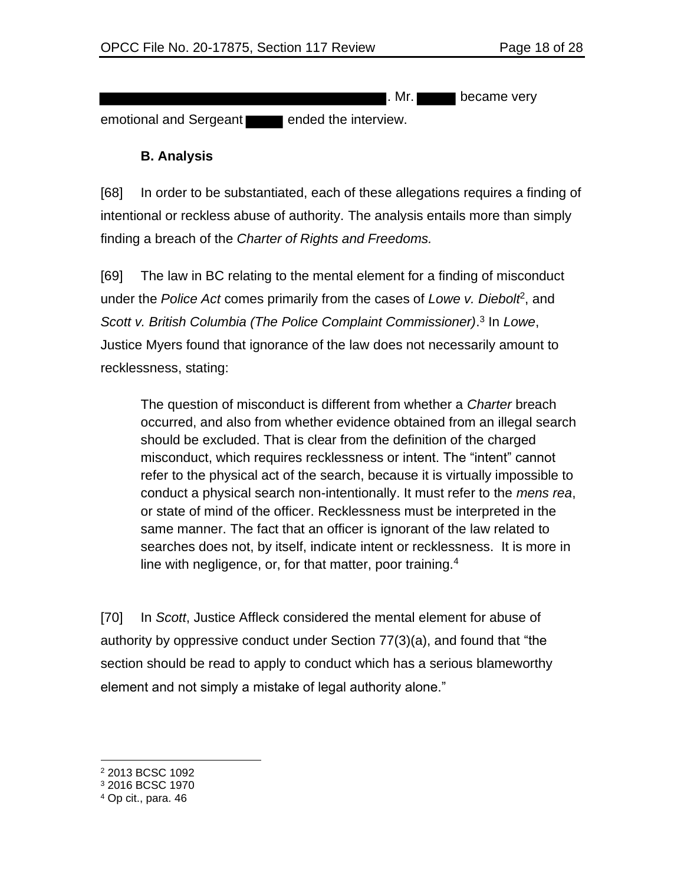█████████████████████████. Mr. ████ became very emotional and Sergeant ████ ended the interview.

### B. Analysis

[68] In order to be substantiated, each of these allegations requires a finding of intentional or reckless abuse of authority. The analysis entails more than simply finding a breach of the *Charter of Rights and Freedoms.*

[69] The law in BC relating to the mental element for a finding of misconduct under the *Police Act* comes primarily from the cases of *Lowe v. Diebolt*[2], and *Scott v. British Columbia (The Police Complaint Commissioner)*.[3] In *Lowe*, Justice Myers found that ignorance of the law does not necessarily amount to recklessness, stating:

> The question of misconduct is different from whether a *Charter* breach occurred, and also from whether evidence obtained from an illegal search should be excluded. That is clear from the definition of the charged misconduct, which requires recklessness or intent. The "intent" cannot refer to the physical act of the search, because it is virtually impossible to conduct a physical search non-intentionally. It must refer to the *mens rea*, or state of mind of the officer. Recklessness must be interpreted in the same manner. The fact that an officer is ignorant of the law related to searches does not, by itself, indicate intent or recklessness. It is more in line with negligence, or, for that matter, poor training.[4]

[70] In *Scott*, Justice Affleck considered the mental element for abuse of authority by oppressive conduct under Section 77(3)(a), and found that "the section should be read to apply to conduct which has a serious blameworthy element and not simply a mistake of legal authority alone."

---

[2] 2013 BCSC 1092

[3] 2016 BCSC 1970

[4] Op cit., para. 46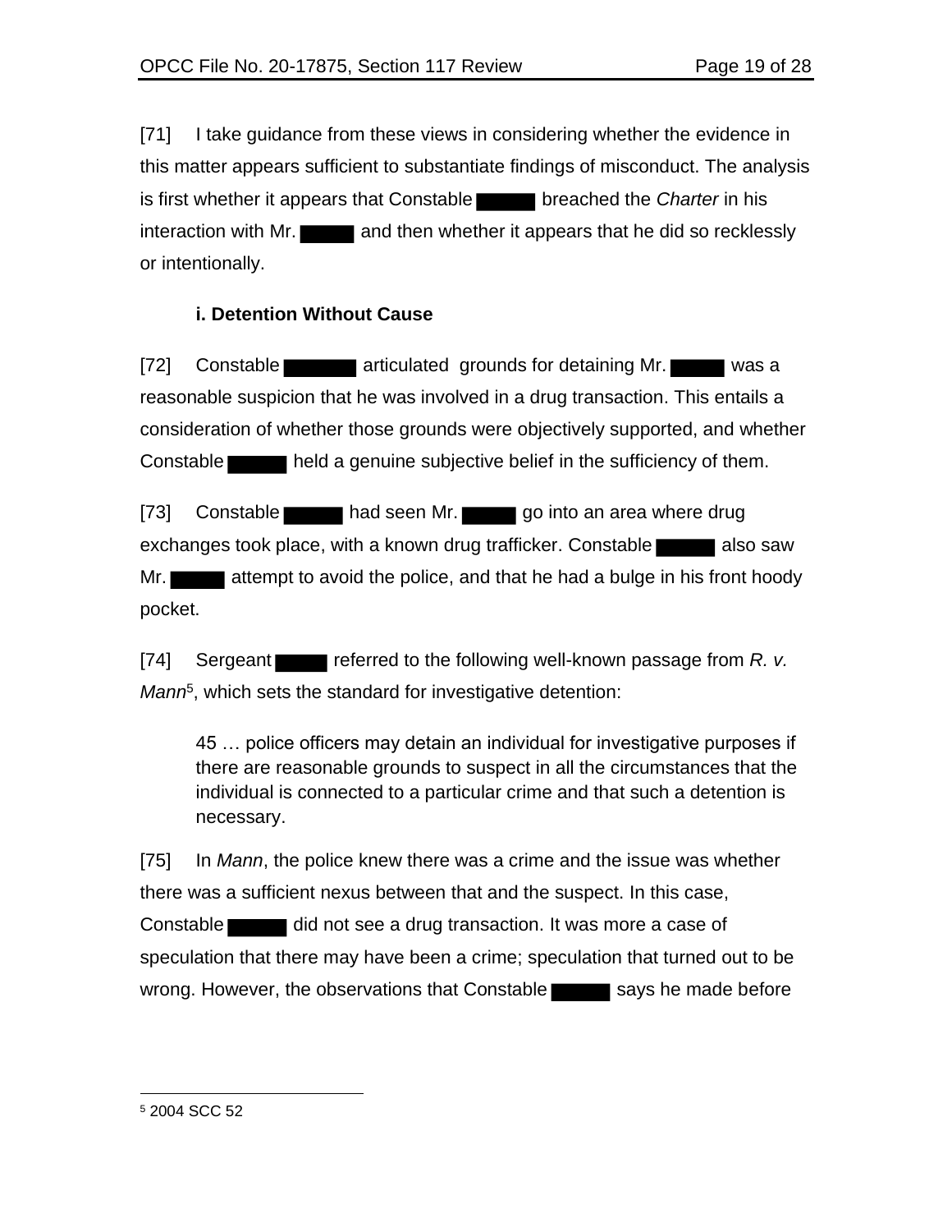[71] I take guidance from these views in considering whether the evidence in this matter appears sufficient to substantiate findings of misconduct. The analysis is first whether it appears that Constable ██████ breached the *Charter* in his interaction with Mr. ██████ and then whether it appears that he did so recklessly or intentionally.

### i. Detention Without Cause

[72] Constable ██████ articulated grounds for detaining Mr. ██████ was a reasonable suspicion that he was involved in a drug transaction. This entails a consideration of whether those grounds were objectively supported, and whether Constable ██████ held a genuine subjective belief in the sufficiency of them.

[73] Constable ██████ had seen Mr. ██████ go into an area where drug exchanges took place, with a known drug trafficker. Constable ██████ also saw Mr. ██████ attempt to avoid the police, and that he had a bulge in his front hoody pocket.

[74] Sergeant ██████ referred to the following well-known passage from *R. v. Mann*[5], which sets the standard for investigative detention:

> 45 … police officers may detain an individual for investigative purposes if there are reasonable grounds to suspect in all the circumstances that the individual is connected to a particular crime and that such a detention is necessary.

[75] In *Mann*, the police knew there was a crime and the issue was whether there was a sufficient nexus between that and the suspect. In this case, Constable ██████ did not see a drug transaction. It was more a case of speculation that there may have been a crime; speculation that turned out to be wrong. However, the observations that Constable ██████ says he made before

---

[5] 2004 SCC 52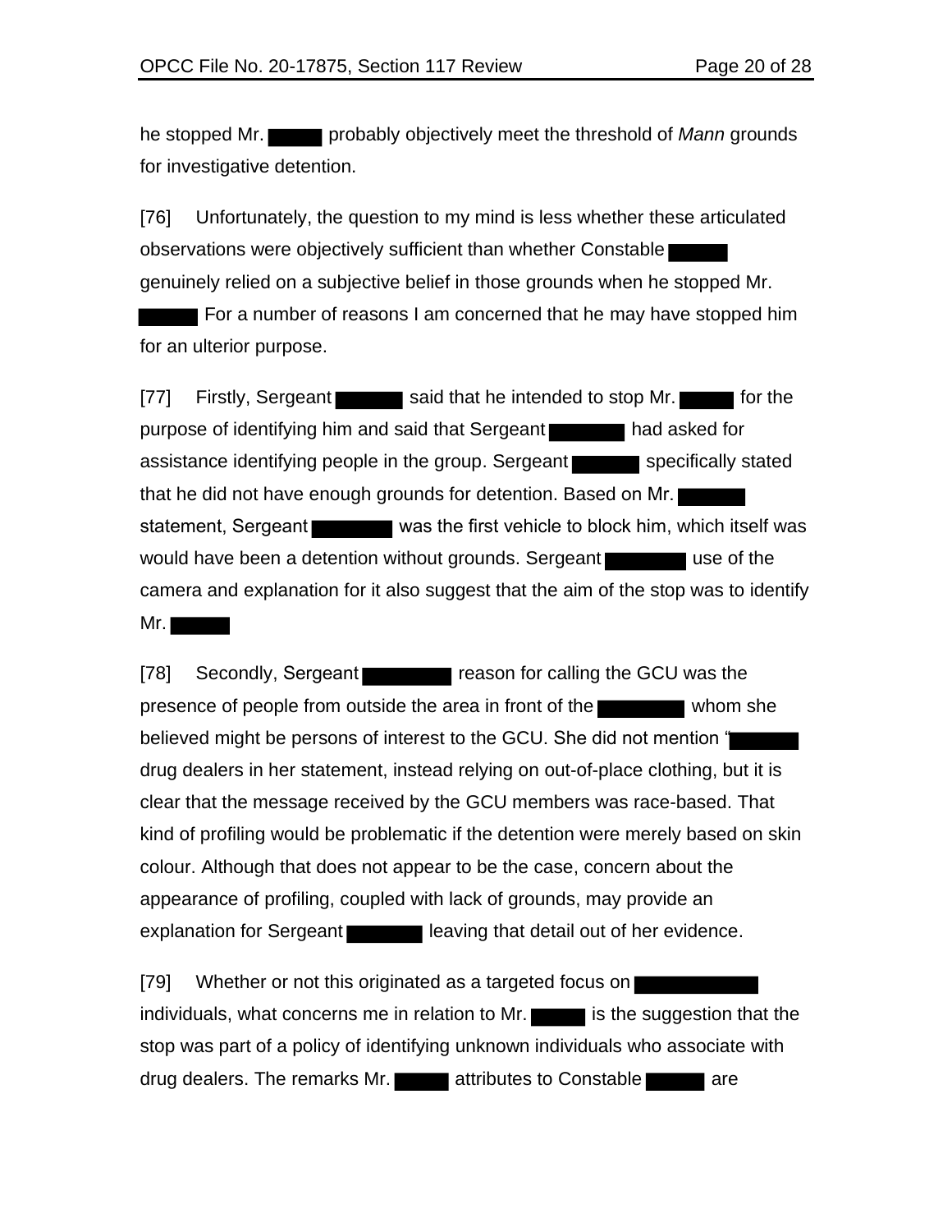he stopped Mr. ██████ probably objectively meet the threshold of *Mann* grounds for investigative detention.

[76] Unfortunately, the question to my mind is less whether these articulated observations were objectively sufficient than whether Constable ██████ genuinely relied on a subjective belief in those grounds when he stopped Mr. ██████ For a number of reasons I am concerned that he may have stopped him for an ulterior purpose.

[77] Firstly, Sergeant ██████ said that he intended to stop Mr. ██████ for the purpose of identifying him and said that Sergeant ██████ had asked for assistance identifying people in the group. Sergeant ██████ specifically stated that he did not have enough grounds for detention. Based on Mr. ██████ statement, Sergeant ██████ was the first vehicle to block him, which itself was would have been a detention without grounds. Sergeant ██████ use of the camera and explanation for it also suggest that the aim of the stop was to identify Mr. ██████

[78] Secondly, Sergeant ██████ reason for calling the GCU was the presence of people from outside the area in front of the ██████ whom she believed might be persons of interest to the GCU. She did not mention "██████ drug dealers in her statement, instead relying on out-of-place clothing, but it is clear that the message received by the GCU members was race-based. That kind of profiling would be problematic if the detention were merely based on skin colour. Although that does not appear to be the case, concern about the appearance of profiling, coupled with lack of grounds, may provide an explanation for Sergeant ██████ leaving that detail out of her evidence.

[79] Whether or not this originated as a targeted focus on ██████ individuals, what concerns me in relation to Mr. ██████ is the suggestion that the stop was part of a policy of identifying unknown individuals who associate with drug dealers. The remarks Mr. ██████ attributes to Constable ██████ are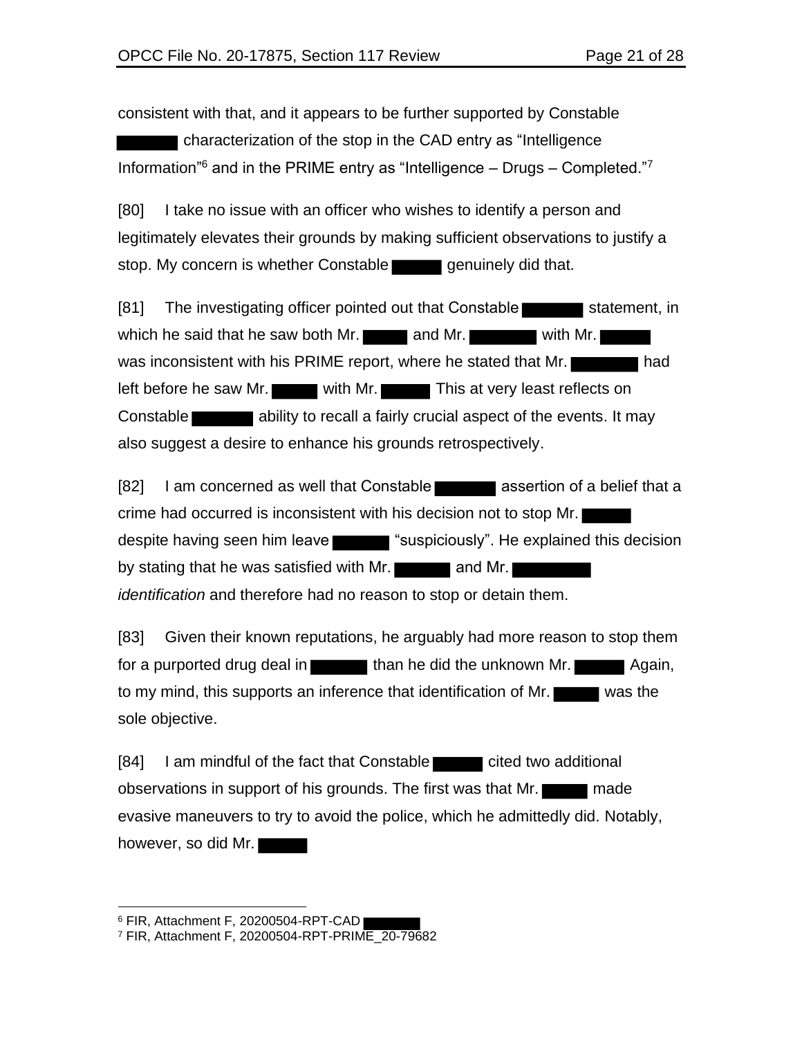consistent with that, and it appears to be further supported by Constable ██████ characterization of the stop in the CAD entry as “Intelligence Information”[6] and in the PRIME entry as “Intelligence – Drugs – Completed.”[7]

[80] I take no issue with an officer who wishes to identify a person and legitimately elevates their grounds by making sufficient observations to justify a stop. My concern is whether Constable ██████ genuinely did that.

[81] The investigating officer pointed out that Constable ██████ statement, in which he said that he saw both Mr. ██████ and Mr. ██████ with Mr. ██████ was inconsistent with his PRIME report, where he stated that Mr. ██████ had left before he saw Mr. ██████ with Mr. ██████ This at very least reflects on Constable ██████ ability to recall a fairly crucial aspect of the events. It may also suggest a desire to enhance his grounds retrospectively.

[82] I am concerned as well that Constable ██████ assertion of a belief that a crime had occurred is inconsistent with his decision not to stop Mr. ██████ despite having seen him leave ██████ “suspiciously”. He explained this decision by stating that he was satisfied with Mr. ██████ and Mr. ██████ *identification* and therefore had no reason to stop or detain them.

[83] Given their known reputations, he arguably had more reason to stop them for a purported drug deal in ██████ than he did the unknown Mr. ██████ Again, to my mind, this supports an inference that identification of Mr. ██████ was the sole objective.

[84] I am mindful of the fact that Constable ██████ cited two additional observations in support of his grounds. The first was that Mr. ██████ made evasive maneuvers to try to avoid the police, which he admittedly did. Notably, however, so did Mr. ██████

---

[6] FIR, Attachment F, 20200504-RPT-CAD ██████

[7] FIR, Attachment F, 20200504-RPT-PRIME_20-79682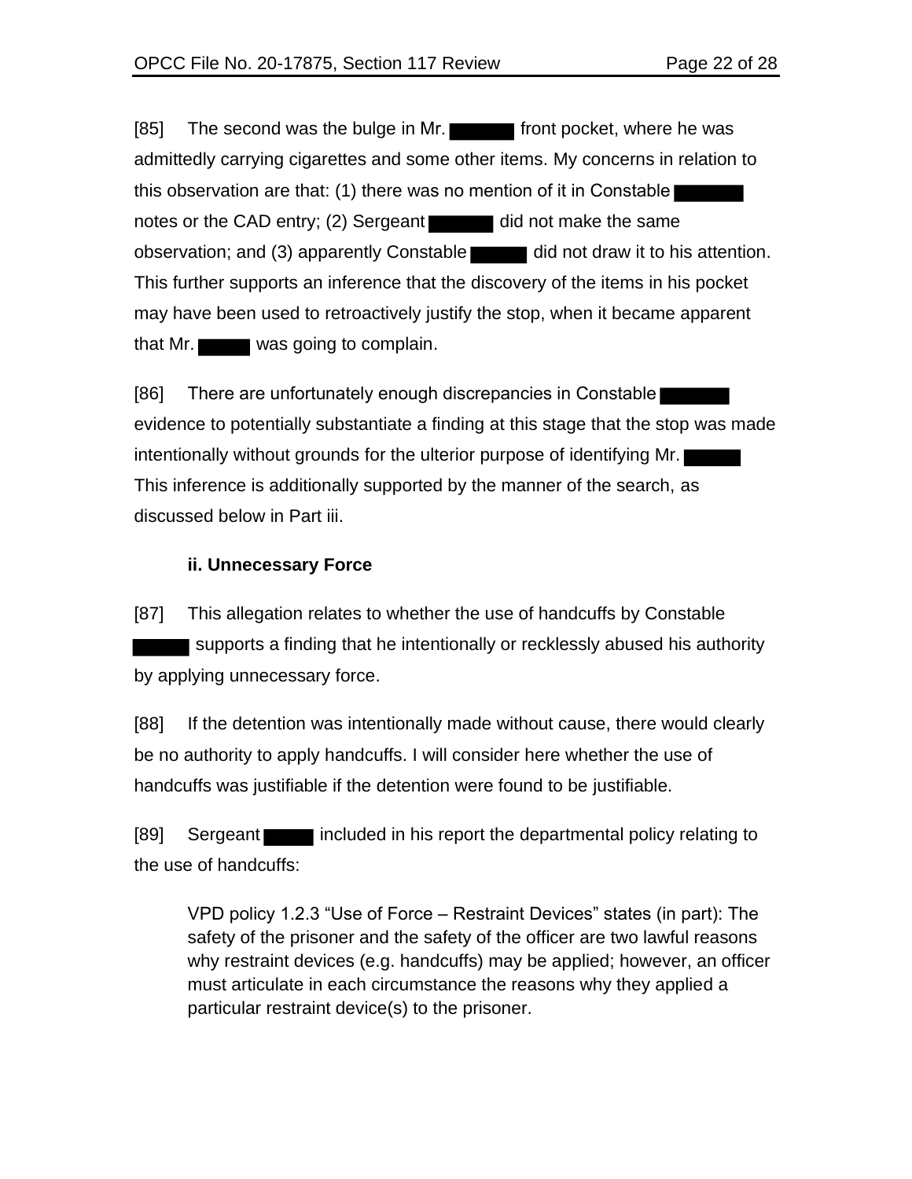[85] The second was the bulge in Mr. ██████ front pocket, where he was admittedly carrying cigarettes and some other items. My concerns in relation to this observation are that: (1) there was no mention of it in Constable ██████ notes or the CAD entry; (2) Sergeant ██████ did not make the same observation; and (3) apparently Constable ██████ did not draw it to his attention. This further supports an inference that the discovery of the items in his pocket may have been used to retroactively justify the stop, when it became apparent that Mr. ██████ was going to complain.

[86] There are unfortunately enough discrepancies in Constable ██████ evidence to potentially substantiate a finding at this stage that the stop was made intentionally without grounds for the ulterior purpose of identifying Mr. ██████ This inference is additionally supported by the manner of the search, as discussed below in Part iii.

**ii. Unnecessary Force**

[87] This allegation relates to whether the use of handcuffs by Constable ██████ supports a finding that he intentionally or recklessly abused his authority by applying unnecessary force.

[88] If the detention was intentionally made without cause, there would clearly be no authority to apply handcuffs. I will consider here whether the use of handcuffs was justifiable if the detention were found to be justifiable.

[89] Sergeant ██████ included in his report the departmental policy relating to the use of handcuffs:

> VPD policy 1.2.3 "Use of Force – Restraint Devices" states (in part): The safety of the prisoner and the safety of the officer are two lawful reasons why restraint devices (e.g. handcuffs) may be applied; however, an officer must articulate in each circumstance the reasons why they applied a particular restraint device(s) to the prisoner.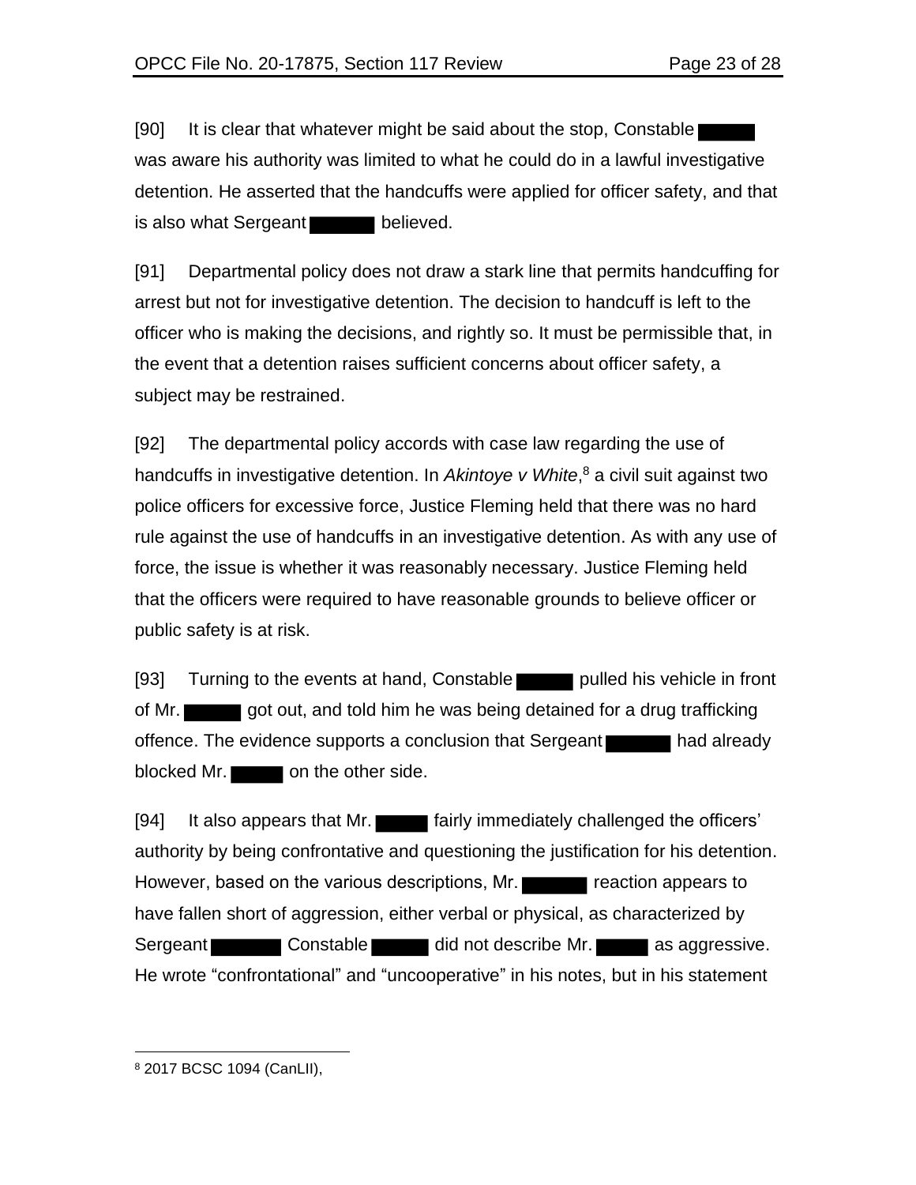[90] It is clear that whatever might be said about the stop, Constable ███ was aware his authority was limited to what he could do in a lawful investigative detention. He asserted that the handcuffs were applied for officer safety, and that is also what Sergeant ███ believed.

[91] Departmental policy does not draw a stark line that permits handcuffing for arrest but not for investigative detention. The decision to handcuff is left to the officer who is making the decisions, and rightly so. It must be permissible that, in the event that a detention raises sufficient concerns about officer safety, a subject may be restrained.

[92] The departmental policy accords with case law regarding the use of handcuffs in investigative detention. In *Akintoye v White*,[8] a civil suit against two police officers for excessive force, Justice Fleming held that there was no hard rule against the use of handcuffs in an investigative detention. As with any use of force, the issue is whether it was reasonably necessary. Justice Fleming held that the officers were required to have reasonable grounds to believe officer or public safety is at risk.

[93] Turning to the events at hand, Constable ███ pulled his vehicle in front of Mr. ███ got out, and told him he was being detained for a drug trafficking offence. The evidence supports a conclusion that Sergeant ███ had already blocked Mr. ███ on the other side.

[94] It also appears that Mr. ███ fairly immediately challenged the officers' authority by being confrontative and questioning the justification for his detention. However, based on the various descriptions, Mr. ███ reaction appears to have fallen short of aggression, either verbal or physical, as characterized by Sergeant ███ Constable ███ did not describe Mr. ███ as aggressive. He wrote "confrontational" and "uncooperative" in his notes, but in his statement

[8] 2017 BCSC 1094 (CanLII),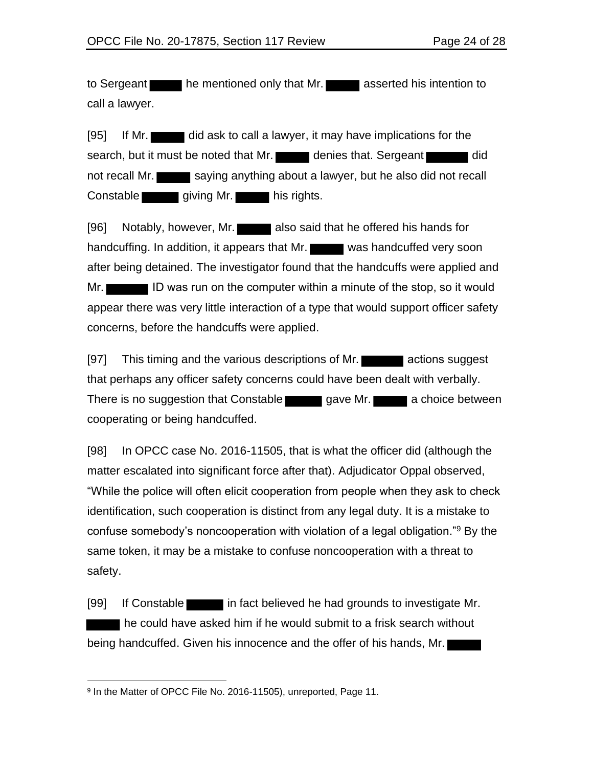to Sergeant ██ he mentioned only that Mr. ██ asserted his intention to call a lawyer.

[95] If Mr. ██ did ask to call a lawyer, it may have implications for the search, but it must be noted that Mr. ██ denies that. Sergeant ██ did not recall Mr. ██ saying anything about a lawyer, but he also did not recall Constable ██ giving Mr. ██ his rights.

[96] Notably, however, Mr. ██ also said that he offered his hands for handcuffing. In addition, it appears that Mr. ██ was handcuffed very soon after being detained. The investigator found that the handcuffs were applied and Mr. ██ ID was run on the computer within a minute of the stop, so it would appear there was very little interaction of a type that would support officer safety concerns, before the handcuffs were applied.

[97] This timing and the various descriptions of Mr. ██ actions suggest that perhaps any officer safety concerns could have been dealt with verbally. There is no suggestion that Constable ██ gave Mr. ██ a choice between cooperating or being handcuffed.

[98] In OPCC case No. 2016-11505, that is what the officer did (although the matter escalated into significant force after that). Adjudicator Oppal observed, "While the police will often elicit cooperation from people when they ask to check identification, such cooperation is distinct from any legal duty. It is a mistake to confuse somebody's noncooperation with violation of a legal obligation."[9] By the same token, it may be a mistake to confuse noncooperation with a threat to safety.

[99] If Constable ██ in fact believed he had grounds to investigate Mr. ██ he could have asked him if he would submit to a frisk search without being handcuffed. Given his innocence and the offer of his hands, Mr. ██

---

[9] In the Matter of OPCC File No. 2016-11505), unreported, Page 11.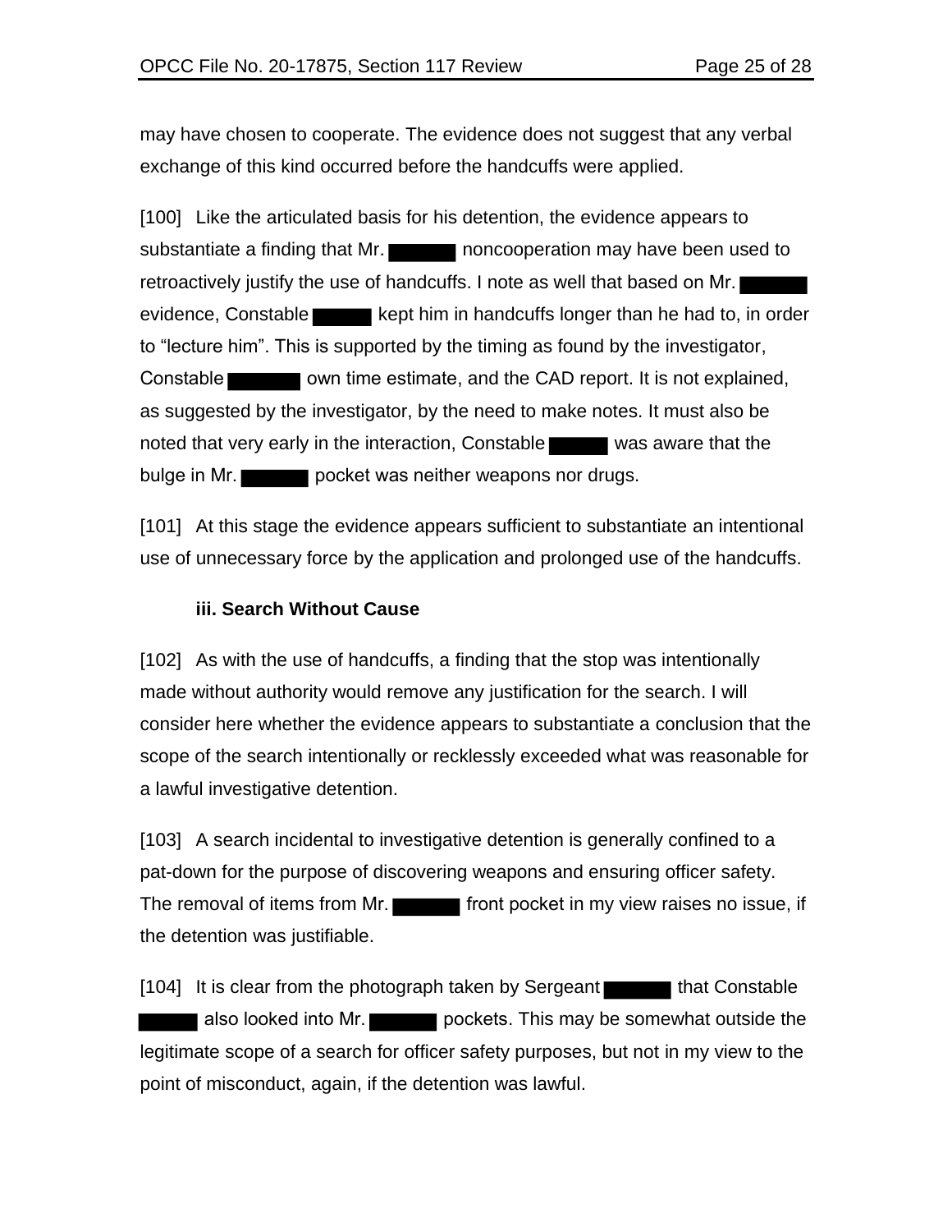may have chosen to cooperate. The evidence does not suggest that any verbal exchange of this kind occurred before the handcuffs were applied.

[100] Like the articulated basis for his detention, the evidence appears to substantiate a finding that Mr. ██████ noncooperation may have been used to retroactively justify the use of handcuffs. I note as well that based on Mr. ██████ evidence, Constable ██████ kept him in handcuffs longer than he had to, in order to "lecture him". This is supported by the timing as found by the investigator, Constable ██████ own time estimate, and the CAD report. It is not explained, as suggested by the investigator, by the need to make notes. It must also be noted that very early in the interaction, Constable ██████ was aware that the bulge in Mr. ██████ pocket was neither weapons nor drugs.

[101] At this stage the evidence appears sufficient to substantiate an intentional use of unnecessary force by the application and prolonged use of the handcuffs.

### iii. Search Without Cause

[102] As with the use of handcuffs, a finding that the stop was intentionally made without authority would remove any justification for the search. I will consider here whether the evidence appears to substantiate a conclusion that the scope of the search intentionally or recklessly exceeded what was reasonable for a lawful investigative detention.

[103] A search incidental to investigative detention is generally confined to a pat-down for the purpose of discovering weapons and ensuring officer safety. The removal of items from Mr. ██████ front pocket in my view raises no issue, if the detention was justifiable.

[104] It is clear from the photograph taken by Sergeant ██████ that Constable ██████ also looked into Mr. ██████ pockets. This may be somewhat outside the legitimate scope of a search for officer safety purposes, but not in my view to the point of misconduct, again, if the detention was lawful.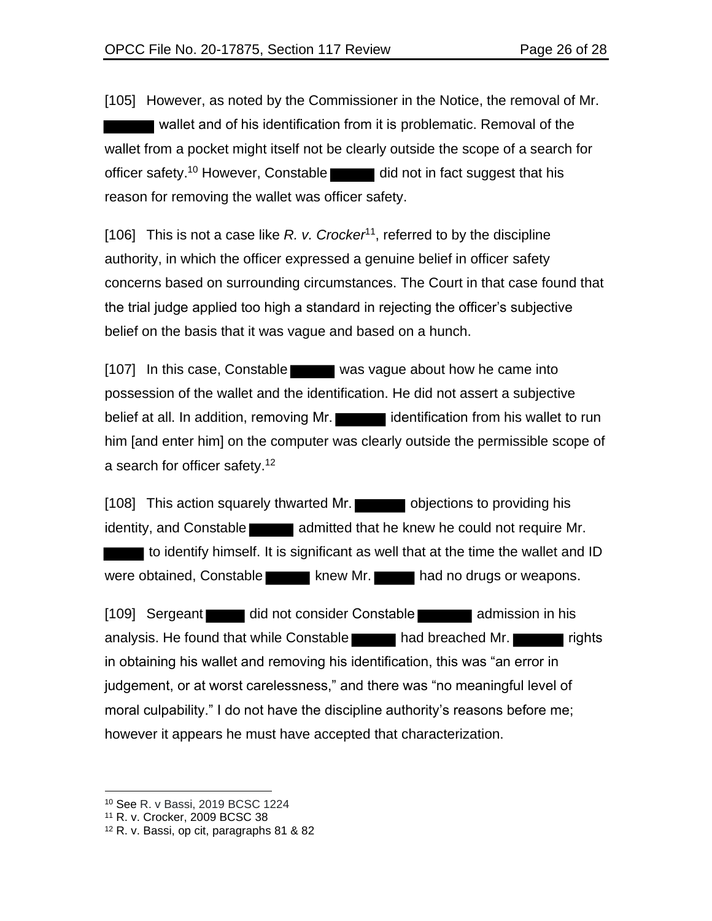[105] However, as noted by the Commissioner in the Notice, the removal of Mr. ████ wallet and of his identification from it is problematic. Removal of the wallet from a pocket might itself not be clearly outside the scope of a search for officer safety.[10] However, Constable ████ did not in fact suggest that his reason for removing the wallet was officer safety.

[106] This is not a case like *R. v. Crocker*[11], referred to by the discipline authority, in which the officer expressed a genuine belief in officer safety concerns based on surrounding circumstances. The Court in that case found that the trial judge applied too high a standard in rejecting the officer's subjective belief on the basis that it was vague and based on a hunch.

[107] In this case, Constable ████ was vague about how he came into possession of the wallet and the identification. He did not assert a subjective belief at all. In addition, removing Mr. ████ identification from his wallet to run him [and enter him] on the computer was clearly outside the permissible scope of a search for officer safety.[12]

[108] This action squarely thwarted Mr. ████ objections to providing his identity, and Constable ████ admitted that he knew he could not require Mr. ████ to identify himself. It is significant as well that at the time the wallet and ID were obtained, Constable ████ knew Mr. ████ had no drugs or weapons.

[109] Sergeant ████ did not consider Constable ████ admission in his analysis. He found that while Constable ████ had breached Mr. ████ rights in obtaining his wallet and removing his identification, this was "an error in judgement, or at worst carelessness," and there was "no meaningful level of moral culpability." I do not have the discipline authority's reasons before me; however it appears he must have accepted that characterization.

---

[10] See R. v Bassi, 2019 BCSC 1224

[11] R. v. Crocker, 2009 BCSC 38

[12] R. v. Bassi, op cit, paragraphs 81 & 82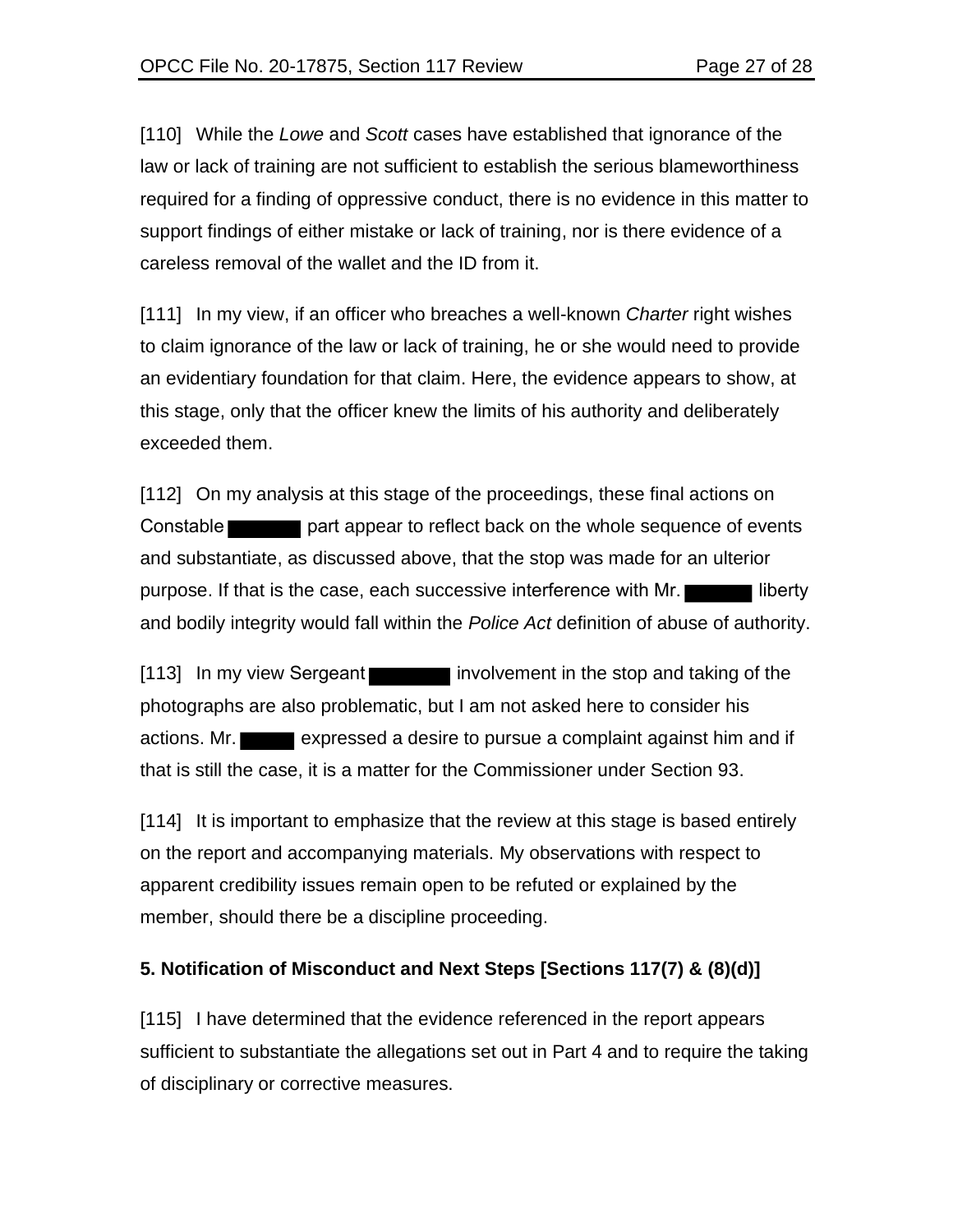[110] While the *Lowe* and *Scott* cases have established that ignorance of the law or lack of training are not sufficient to establish the serious blameworthiness required for a finding of oppressive conduct, there is no evidence in this matter to support findings of either mistake or lack of training, nor is there evidence of a careless removal of the wallet and the ID from it.

[111] In my view, if an officer who breaches a well-known *Charter* right wishes to claim ignorance of the law or lack of training, he or she would need to provide an evidentiary foundation for that claim. Here, the evidence appears to show, at this stage, only that the officer knew the limits of his authority and deliberately exceeded them.

[112] On my analysis at this stage of the proceedings, these final actions on Constable ██████ part appear to reflect back on the whole sequence of events and substantiate, as discussed above, that the stop was made for an ulterior purpose. If that is the case, each successive interference with Mr. ██████ liberty and bodily integrity would fall within the *Police Act* definition of abuse of authority.

[113] In my view Sergeant ████████ involvement in the stop and taking of the photographs are also problematic, but I am not asked here to consider his actions. Mr. █████ expressed a desire to pursue a complaint against him and if that is still the case, it is a matter for the Commissioner under Section 93.

[114] It is important to emphasize that the review at this stage is based entirely on the report and accompanying materials. My observations with respect to apparent credibility issues remain open to be refuted or explained by the member, should there be a discipline proceeding.

### 5. Notification of Misconduct and Next Steps [Sections 117(7) & (8)(d)]

[115] I have determined that the evidence referenced in the report appears sufficient to substantiate the allegations set out in Part 4 and to require the taking of disciplinary or corrective measures.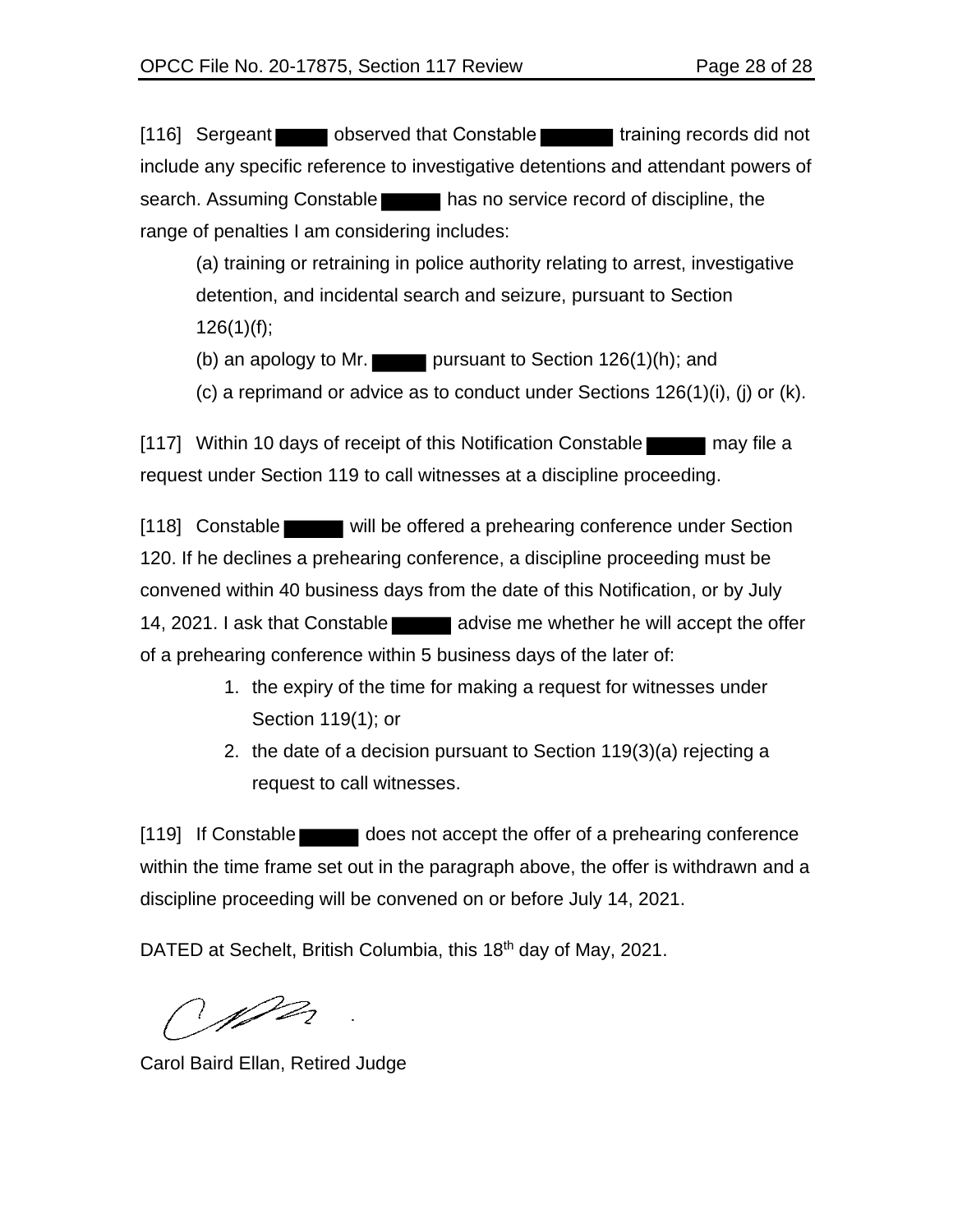[116] Sergeant ████ observed that Constable ██████ training records did not include any specific reference to investigative detentions and attendant powers of search. Assuming Constable █████ has no service record of discipline, the range of penalties I am considering includes:

(a) training or retraining in police authority relating to arrest, investigative detention, and incidental search and seizure, pursuant to Section 126(1)(f);

(b) an apology to Mr. █████ pursuant to Section 126(1)(h); and

(c) a reprimand or advice as to conduct under Sections 126(1)(i), (j) or (k).

[117] Within 10 days of receipt of this Notification Constable █████ may file a request under Section 119 to call witnesses at a discipline proceeding.

[118] Constable █████ will be offered a prehearing conference under Section 120. If he declines a prehearing conference, a discipline proceeding must be convened within 40 business days from the date of this Notification, or by July 14, 2021. I ask that Constable █████ advise me whether he will accept the offer of a prehearing conference within 5 business days of the later of:

1. the expiry of the time for making a request for witnesses under Section 119(1); or
2. the date of a decision pursuant to Section 119(3)(a) rejecting a request to call witnesses.

[119] If Constable █████ does not accept the offer of a prehearing conference within the time frame set out in the paragraph above, the offer is withdrawn and a discipline proceeding will be convened on or before July 14, 2021.

DATED at Sechelt, British Columbia, this 18th day of May, 2021.

Carol Baird Ellan, Retired Judge